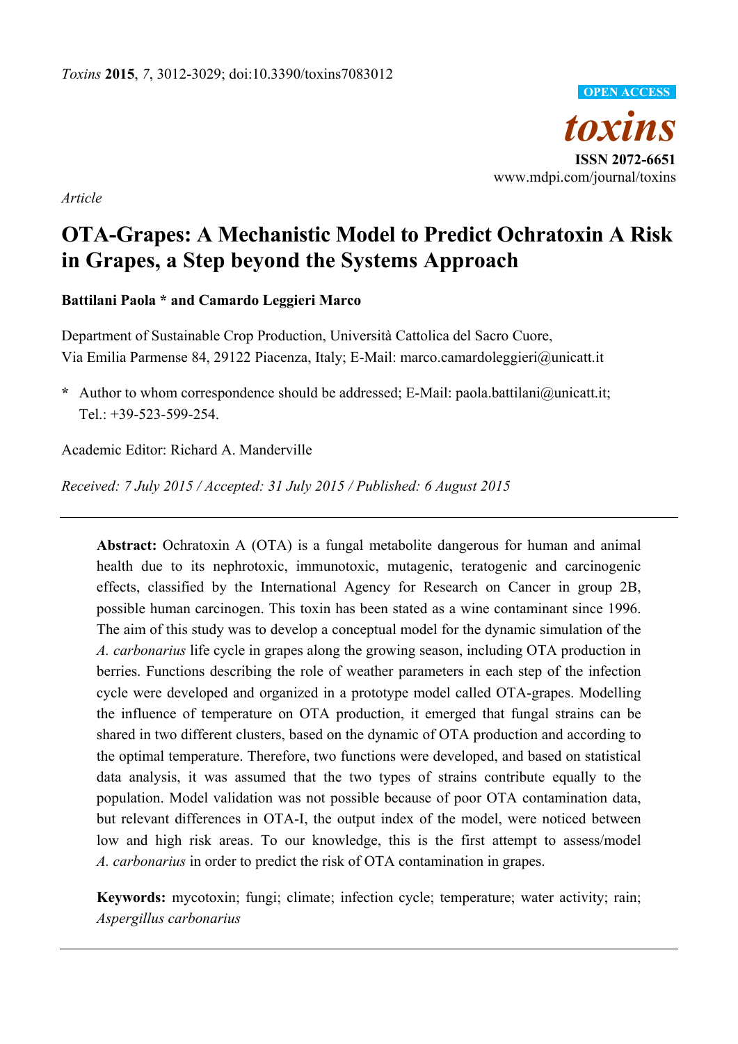*Article*

# OTA-Grapes: A Mechanistic Model to Predict Ochratoxin A Risk in Grapes, a Step beyond the Systems Approach

**Battilani Paola * and Camardo Leggieri Marco**

Department of Sustainable Crop Production, Università Cattolica del Sacro Cuore, Via Emilia Parmense 84, 29122 Piacenza, Italy; E-Mail: marco.camardoleggieri@unicatt.it

**\*** Author to whom correspondence should be addressed; E-Mail: paola.battilani@unicatt.it; Tel.: +39-523-599-254.

Academic Editor: Richard A. Manderville

*Received: 7 July 2015 / Accepted: 31 July 2015 / Published: 6 August 2015*

---

**Abstract:** Ochratoxin A (OTA) is a fungal metabolite dangerous for human and animal health due to its nephrotoxic, immunotoxic, mutagenic, teratogenic and carcinogenic effects, classified by the International Agency for Research on Cancer in group 2B, possible human carcinogen. This toxin has been stated as a wine contaminant since 1996. The aim of this study was to develop a conceptual model for the dynamic simulation of the *A. carbonarius* life cycle in grapes along the growing season, including OTA production in berries. Functions describing the role of weather parameters in each step of the infection cycle were developed and organized in a prototype model called OTA-grapes. Modelling the influence of temperature on OTA production, it emerged that fungal strains can be shared in two different clusters, based on the dynamic of OTA production and according to the optimal temperature. Therefore, two functions were developed, and based on statistical data analysis, it was assumed that the two types of strains contribute equally to the population. Model validation was not possible because of poor OTA contamination data, but relevant differences in OTA-I, the output index of the model, were noticed between low and high risk areas. To our knowledge, this is the first attempt to assess/model *A. carbonarius* in order to predict the risk of OTA contamination in grapes.

**Keywords:** mycotoxin; fungi; climate; infection cycle; temperature; water activity; rain; *Aspergillus carbonarius*

---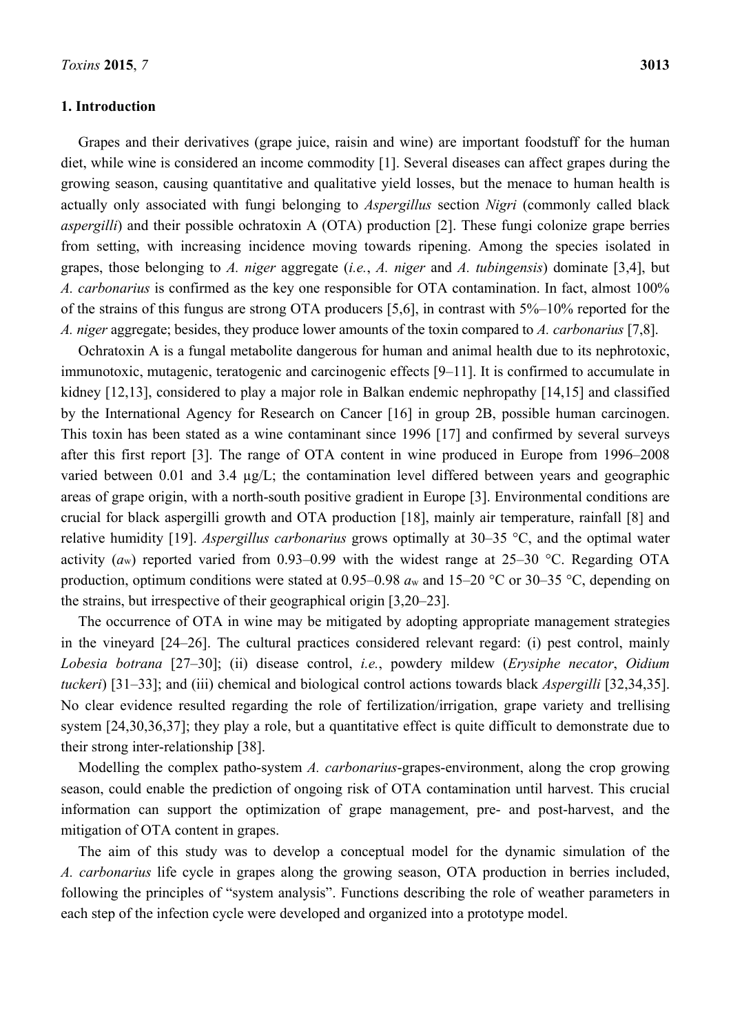## 1. Introduction

Grapes and their derivatives (grape juice, raisin and wine) are important foodstuff for the human diet, while wine is considered an income commodity [1]. Several diseases can affect grapes during the growing season, causing quantitative and qualitative yield losses, but the menace to human health is actually only associated with fungi belonging to *Aspergillus* section *Nigri* (commonly called black *aspergilli*) and their possible ochratoxin A (OTA) production [2]. These fungi colonize grape berries from setting, with increasing incidence moving towards ripening. Among the species isolated in grapes, those belonging to *A. niger* aggregate (*i.e.*, *A. niger* and *A. tubingensis*) dominate [3,4], but *A. carbonarius* is confirmed as the key one responsible for OTA contamination. In fact, almost 100% of the strains of this fungus are strong OTA producers [5,6], in contrast with 5%–10% reported for the *A. niger* aggregate; besides, they produce lower amounts of the toxin compared to *A. carbonarius* [7,8].

Ochratoxin A is a fungal metabolite dangerous for human and animal health due to its nephrotoxic, immunotoxic, mutagenic, teratogenic and carcinogenic effects [9–11]. It is confirmed to accumulate in kidney [12,13], considered to play a major role in Balkan endemic nephropathy [14,15] and classified by the International Agency for Research on Cancer [16] in group 2B, possible human carcinogen. This toxin has been stated as a wine contaminant since 1996 [17] and confirmed by several surveys after this first report [3]. The range of OTA content in wine produced in Europe from 1996–2008 varied between 0.01 and 3.4 µg/L; the contamination level differed between years and geographic areas of grape origin, with a north-south positive gradient in Europe [3]. Environmental conditions are crucial for black aspergilli growth and OTA production [18], mainly air temperature, rainfall [8] and relative humidity [19]. *Aspergillus carbonarius* grows optimally at 30–35 °C, and the optimal water activity ($a_w$) reported varied from 0.93–0.99 with the widest range at 25–30 °C. Regarding OTA production, optimum conditions were stated at 0.95–0.98 $a_w$ and 15–20 °C or 30–35 °C, depending on the strains, but irrespective of their geographical origin [3,20–23].

The occurrence of OTA in wine may be mitigated by adopting appropriate management strategies in the vineyard [24–26]. The cultural practices considered relevant regard: (i) pest control, mainly *Lobesia botrana* [27–30]; (ii) disease control, *i.e.*, powdery mildew (*Erysiphe necator*, *Oidium tuckeri*) [31–33]; and (iii) chemical and biological control actions towards black *Aspergilli* [32,34,35]. No clear evidence resulted regarding the role of fertilization/irrigation, grape variety and trellising system [24,30,36,37]; they play a role, but a quantitative effect is quite difficult to demonstrate due to their strong inter-relationship [38].

Modelling the complex patho-system *A. carbonarius*-grapes-environment, along the crop growing season, could enable the prediction of ongoing risk of OTA contamination until harvest. This crucial information can support the optimization of grape management, pre- and post-harvest, and the mitigation of OTA content in grapes.

The aim of this study was to develop a conceptual model for the dynamic simulation of the *A. carbonarius* life cycle in grapes along the growing season, OTA production in berries included, following the principles of "system analysis". Functions describing the role of weather parameters in each step of the infection cycle were developed and organized into a prototype model.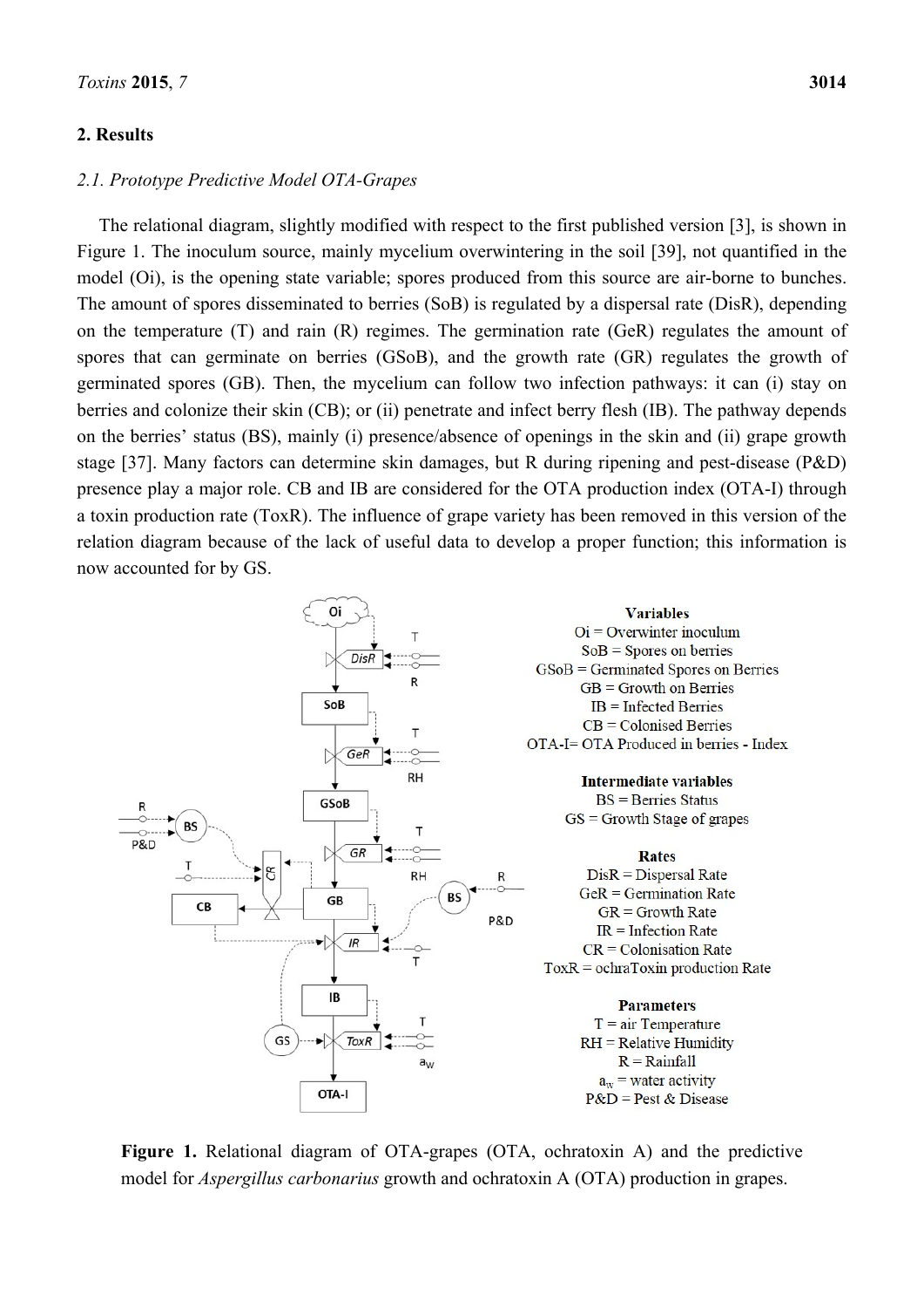## 2. Results

### 2.1. Prototype Predictive Model OTA-Grapes

The relational diagram, slightly modified with respect to the first published version [3], is shown in Figure 1. The inoculum source, mainly mycelium overwintering in the soil [39], not quantified in the model (Oi), is the opening state variable; spores produced from this source are air-borne to bunches. The amount of spores disseminated to berries (SoB) is regulated by a dispersal rate (DisR), depending on the temperature (T) and rain (R) regimes. The germination rate (GeR) regulates the amount of spores that can germinate on berries (GSoB), and the growth rate (GR) regulates the growth of germinated spores (GB). Then, the mycelium can follow two infection pathways: it can (i) stay on berries and colonize their skin (CB); or (ii) penetrate and infect berry flesh (IB). The pathway depends on the berries' status (BS), mainly (i) presence/absence of openings in the skin and (ii) grape growth stage [37]. Many factors can determine skin damages, but R during ripening and pest-disease (P&D) presence play a major role. CB and IB are considered for the OTA production index (OTA-I) through a toxin production rate (ToxR). The influence of grape variety has been removed in this version of the relation diagram because of the lack of useful data to develop a proper function; this information is now accounted for by GS.

**Figure 1.** Relational diagram of OTA-grapes (OTA, ochratoxin A) and the predictive model for *Aspergillus carbonarius* growth and ochratoxin A (OTA) production in grapes.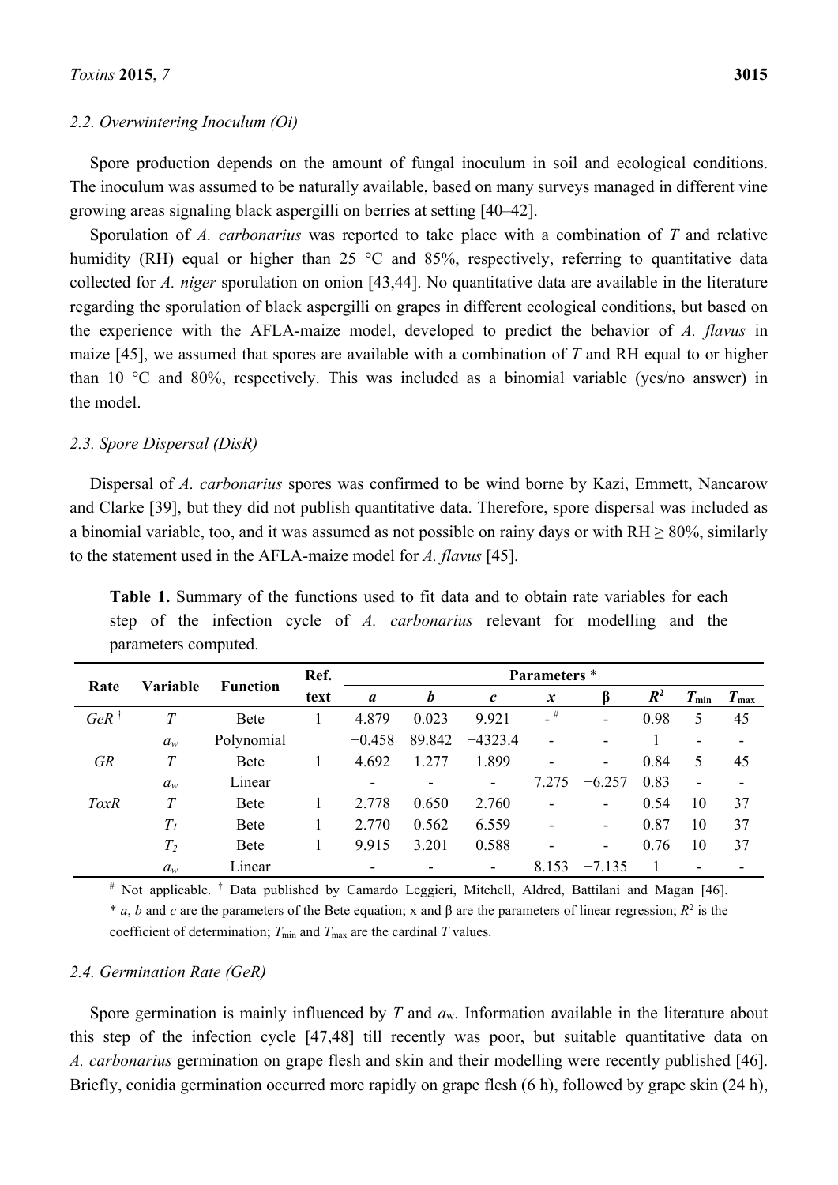### 2.2. Overwintering Inoculum (Oi)

Spore production depends on the amount of fungal inoculum in soil and ecological conditions. The inoculum was assumed to be naturally available, based on many surveys managed in different vine growing areas signaling black aspergilli on berries at setting [40–42].

Sporulation of *A. carbonarius* was reported to take place with a combination of *T* and relative humidity (RH) equal or higher than 25 °C and 85%, respectively, referring to quantitative data collected for *A. niger* sporulation on onion [43,44]. No quantitative data are available in the literature regarding the sporulation of black aspergilli on grapes in different ecological conditions, but based on the experience with the AFLA-maize model, developed to predict the behavior of *A. flavus* in maize [45], we assumed that spores are available with a combination of *T* and RH equal to or higher than 10 °C and 80%, respectively. This was included as a binomial variable (yes/no answer) in the model.

### 2.3. Spore Dispersal (DisR)

Dispersal of *A. carbonarius* spores was confirmed to be wind borne by Kazi, Emmett, Nancarow and Clarke [39], but they did not publish quantitative data. Therefore, spore dispersal was included as a binomial variable, too, and it was assumed as not possible on rainy days or with RH ≥ 80%, similarly to the statement used in the AFLA-maize model for *A. flavus* [45].

**Table 1.** Summary of the functions used to fit data and to obtain rate variables for each step of the infection cycle of *A. carbonarius* relevant for modelling and the parameters computed.

| Rate | Variable | Function | Ref. text | Parameters * | | | | | | | |
|---|---|---|---|---|---|---|---|---|---|---|---|
| | | | | *a* | *b* | *c* | *x* | β | $R^2$ | $T_{min}$ | $T_{max}$ |
| *GeR* † | *T* | Bete | 1 | 4.879 | 0.023 | 9.921 | - # | - | 0.98 | 5 | 45 |
| | $a_w$ | Polynomial | | −0.458 | 89.842 | −4323.4 | - | - | 1 | - | - |
| *GR* | *T* | Bete | 1 | 4.692 | 1.277 | 1.899 | - | - | 0.84 | 5 | 45 |
| | $a_w$ | Linear | | - | - | - | 7.275 | −6.257 | 0.83 | - | - |
| *ToxR* | *T* | Bete | 1 | 2.778 | 0.650 | 2.760 | - | - | 0.54 | 10 | 37 |
| | $T_1$ | Bete | 1 | 2.770 | 0.562 | 6.559 | - | - | 0.87 | 10 | 37 |
| | $T_2$ | Bete | 1 | 9.915 | 3.201 | 0.588 | - | - | 0.76 | 10 | 37 |
| | $a_w$ | Linear | | - | - | - | 8.153 | −7.135 | 1 | - | - |

# Not applicable. † Data published by Camardo Leggieri, Mitchell, Aldred, Battilani and Magan [46]. * *a*, *b* and *c* are the parameters of the Bete equation; x and β are the parameters of linear regression; $R^2$ is the coefficient of determination; $T_{min}$ and $T_{max}$ are the cardinal *T* values.

### 2.4. Germination Rate (GeR)

Spore germination is mainly influenced by *T* and $a_w$. Information available in the literature about this step of the infection cycle [47,48] till recently was poor, but suitable quantitative data on *A. carbonarius* germination on grape flesh and skin and their modelling were recently published [46]. Briefly, conidia germination occurred more rapidly on grape flesh (6 h), followed by grape skin (24 h),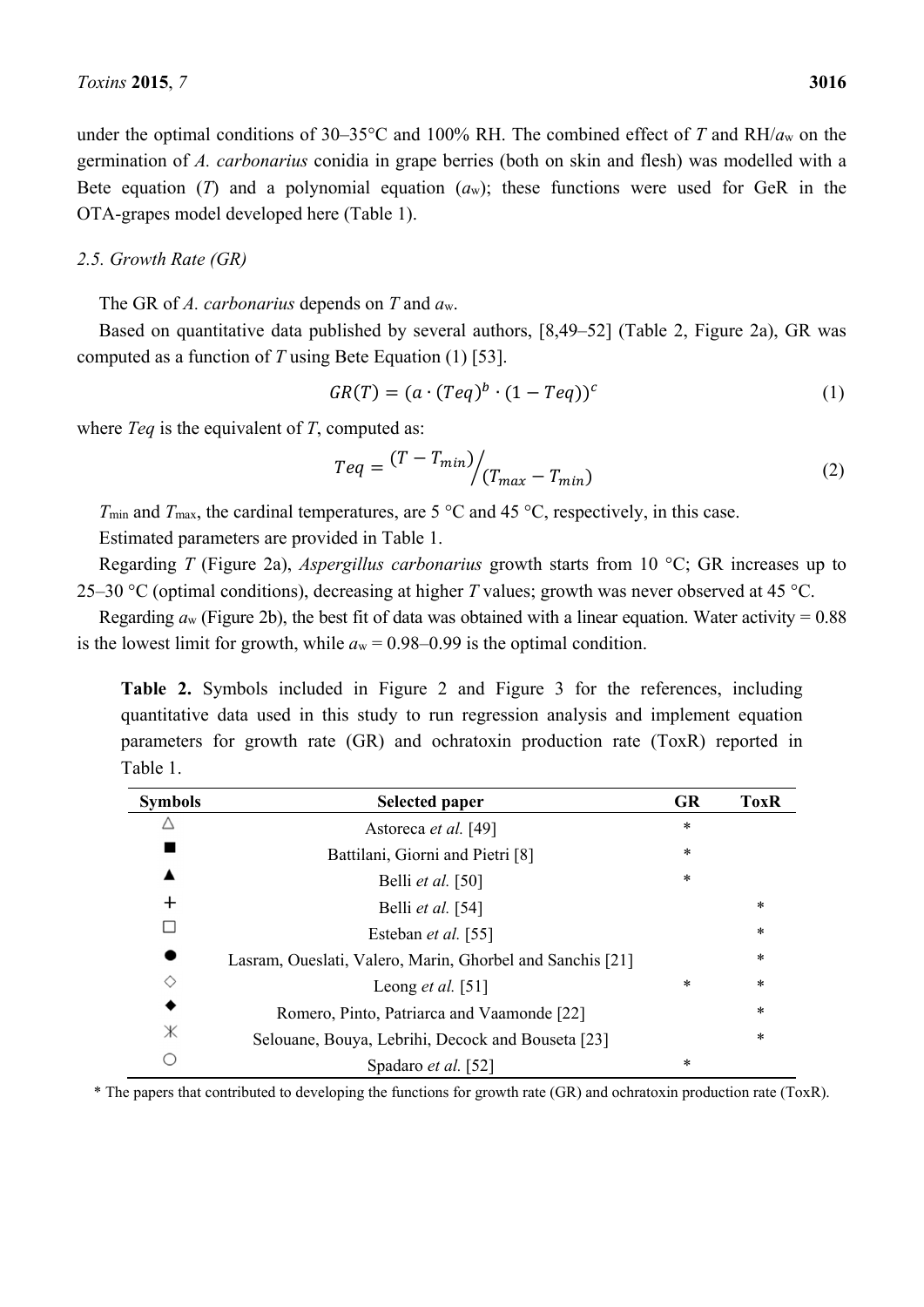under the optimal conditions of 30–35°C and 100% RH. The combined effect of *T* and RH/$a_w$ on the germination of *A. carbonarius* conidia in grape berries (both on skin and flesh) was modelled with a Bete equation (*T*) and a polynomial equation ($a_w$); these functions were used for GeR in the OTA-grapes model developed here (Table 1).

### 2.5. Growth Rate (GR)

The GR of *A. carbonarius* depends on *T* and $a_w$.

Based on quantitative data published by several authors, [8,49–52] (Table 2, Figure 2a), GR was computed as a function of *T* using Bete Equation (1) [53].

$$GR(T) = (a \cdot (Teq)^b \cdot (1 - Teq))^c \quad (1)$$

where *Teq* is the equivalent of *T*, computed as:

$$Teq = {(T - T_{min})}/{(T_{max} - T_{min})} \quad (2)$$

$T_{min}$ and $T_{max}$, the cardinal temperatures, are 5 °C and 45 °C, respectively, in this case.

Estimated parameters are provided in Table 1.

Regarding *T* (Figure 2a), *Aspergillus carbonarius* growth starts from 10 °C; GR increases up to 25–30 °C (optimal conditions), decreasing at higher *T* values; growth was never observed at 45 °C.

Regarding $a_w$ (Figure 2b), the best fit of data was obtained with a linear equation. Water activity = 0.88 is the lowest limit for growth, while $a_w$ = 0.98–0.99 is the optimal condition.

**Table 2.** Symbols included in Figure 2 and Figure 3 for the references, including quantitative data used in this study to run regression analysis and implement equation parameters for growth rate (GR) and ochratoxin production rate (ToxR) reported in Table 1.

| Symbols | Selected paper | GR | ToxR |
|---|---|---|---|
| △ | Astoreca *et al.* [49] | * | |
| ■ | Battilani, Giorni and Pietri [8] | * | |
| ▲ | Belli *et al.* [50] | * | |
| + | Belli *et al.* [54] | | * |
| □ | Esteban *et al.* [55] | | * |
| ● | Lasram, Oueslati, Valero, Marin, Ghorbel and Sanchis [21] | | * |
| ◇ | Leong *et al.* [51] | * | * |
| ◆ | Romero, Pinto, Patriarca and Vaamonde [22] | | * |
| ⋇ | Selouane, Bouya, Lebrihi, Decock and Bouseta [23] | | * |
| ○ | Spadaro *et al.* [52] | * | |

* The papers that contributed to developing the functions for growth rate (GR) and ochratoxin production rate (ToxR).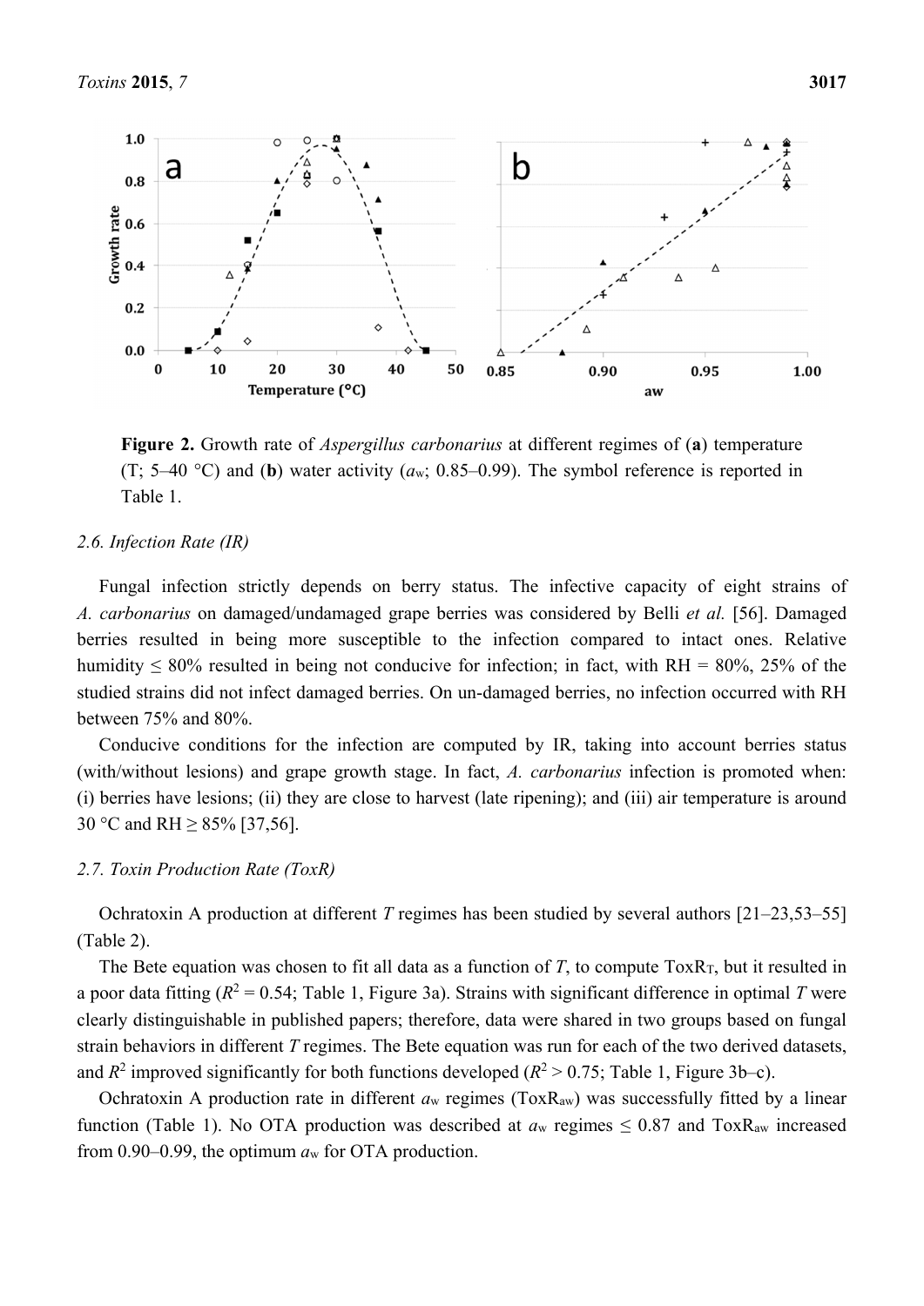**Figure 2.** Growth rate of *Aspergillus carbonarius* at different regimes of (**a**) temperature (T; 5–40 °C) and (**b**) water activity ($a_w$; 0.85–0.99). The symbol reference is reported in Table 1.

### 2.6. Infection Rate (IR)

Fungal infection strictly depends on berry status. The infective capacity of eight strains of *A. carbonarius* on damaged/undamaged grape berries was considered by Belli *et al.* [56]. Damaged berries resulted in being more susceptible to the infection compared to intact ones. Relative humidity ≤ 80% resulted in being not conducive for infection; in fact, with RH = 80%, 25% of the studied strains did not infect damaged berries. On un-damaged berries, no infection occurred with RH between 75% and 80%.

Conducive conditions for the infection are computed by IR, taking into account berries status (with/without lesions) and grape growth stage. In fact, *A. carbonarius* infection is promoted when: (i) berries have lesions; (ii) they are close to harvest (late ripening); and (iii) air temperature is around 30 °C and RH ≥ 85% [37,56].

### 2.7. Toxin Production Rate (ToxR)

Ochratoxin A production at different *T* regimes has been studied by several authors [21–23,53–55] (Table 2).

The Bete equation was chosen to fit all data as a function of *T*, to compute $ToxR_T$, but it resulted in a poor data fitting ($R^2$ = 0.54; Table 1, Figure 3a). Strains with significant difference in optimal *T* were clearly distinguishable in published papers; therefore, data were shared in two groups based on fungal strain behaviors in different *T* regimes. The Bete equation was run for each of the two derived datasets, and $R^2$ improved significantly for both functions developed ($R^2$ > 0.75; Table 1, Figure 3b–c).

Ochratoxin A production rate in different $a_w$ regimes ($ToxR_{aw}$) was successfully fitted by a linear function (Table 1). No OTA production was described at $a_w$ regimes ≤ 0.87 and $ToxR_{aw}$ increased from 0.90–0.99, the optimum $a_w$ for OTA production.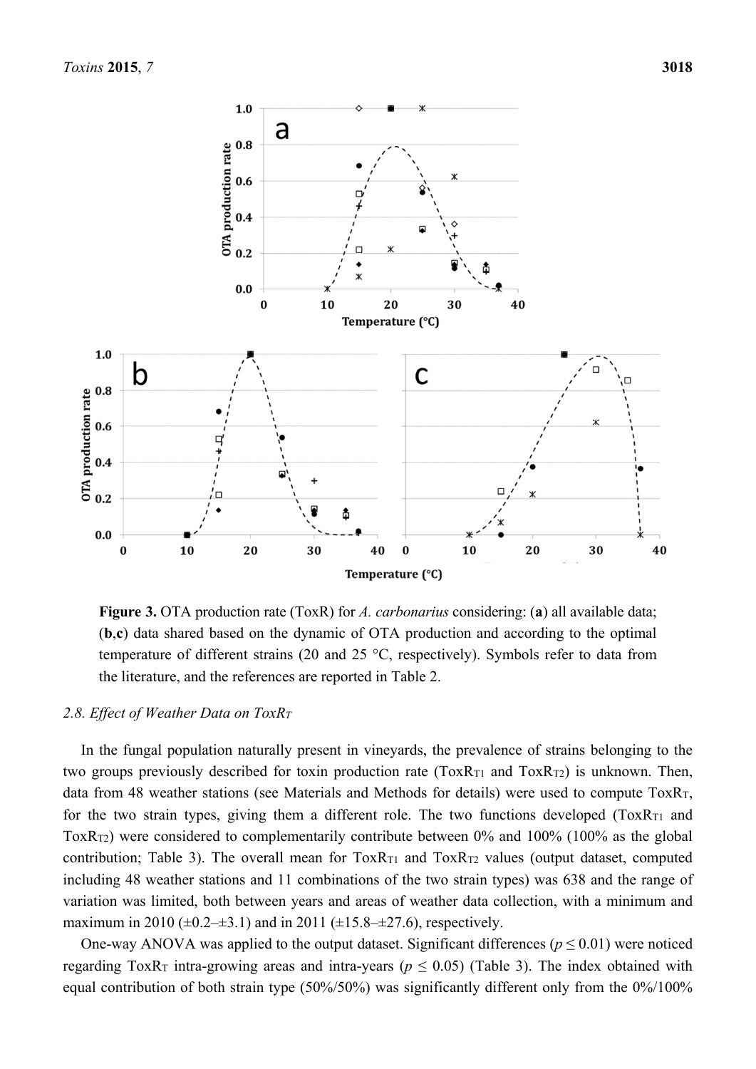**Figure 3.** OTA production rate (ToxR) for *A. carbonarius* considering: (**a**) all available data; (**b**,**c**) data shared based on the dynamic of OTA production and according to the optimal temperature of different strains (20 and 25 °C, respectively). Symbols refer to data from the literature, and the references are reported in Table 2.

### 2.8. Effect of Weather Data on $ToxR_T$

In the fungal population naturally present in vineyards, the prevalence of strains belonging to the two groups previously described for toxin production rate ($ToxR_{T1}$ and $ToxR_{T2}$) is unknown. Then, data from 48 weather stations (see Materials and Methods for details) were used to compute $ToxR_T$, for the two strain types, giving them a different role. The two functions developed ($ToxR_{T1}$ and $ToxR_{T2}$) were considered to complementarily contribute between 0% and 100% (100% as the global contribution; Table 3). The overall mean for $ToxR_{T1}$ and $ToxR_{T2}$ values (output dataset, computed including 48 weather stations and 11 combinations of the two strain types) was 638 and the range of variation was limited, both between years and areas of weather data collection, with a minimum and maximum in 2010 (±0.2–±3.1) and in 2011 (±15.8–±27.6), respectively.

One-way ANOVA was applied to the output dataset. Significant differences ($p \leq 0.01$) were noticed regarding $ToxR_T$ intra-growing areas and intra-years ($p \leq 0.05$) (Table 3). The index obtained with equal contribution of both strain type (50%/50%) was significantly different only from the 0%/100%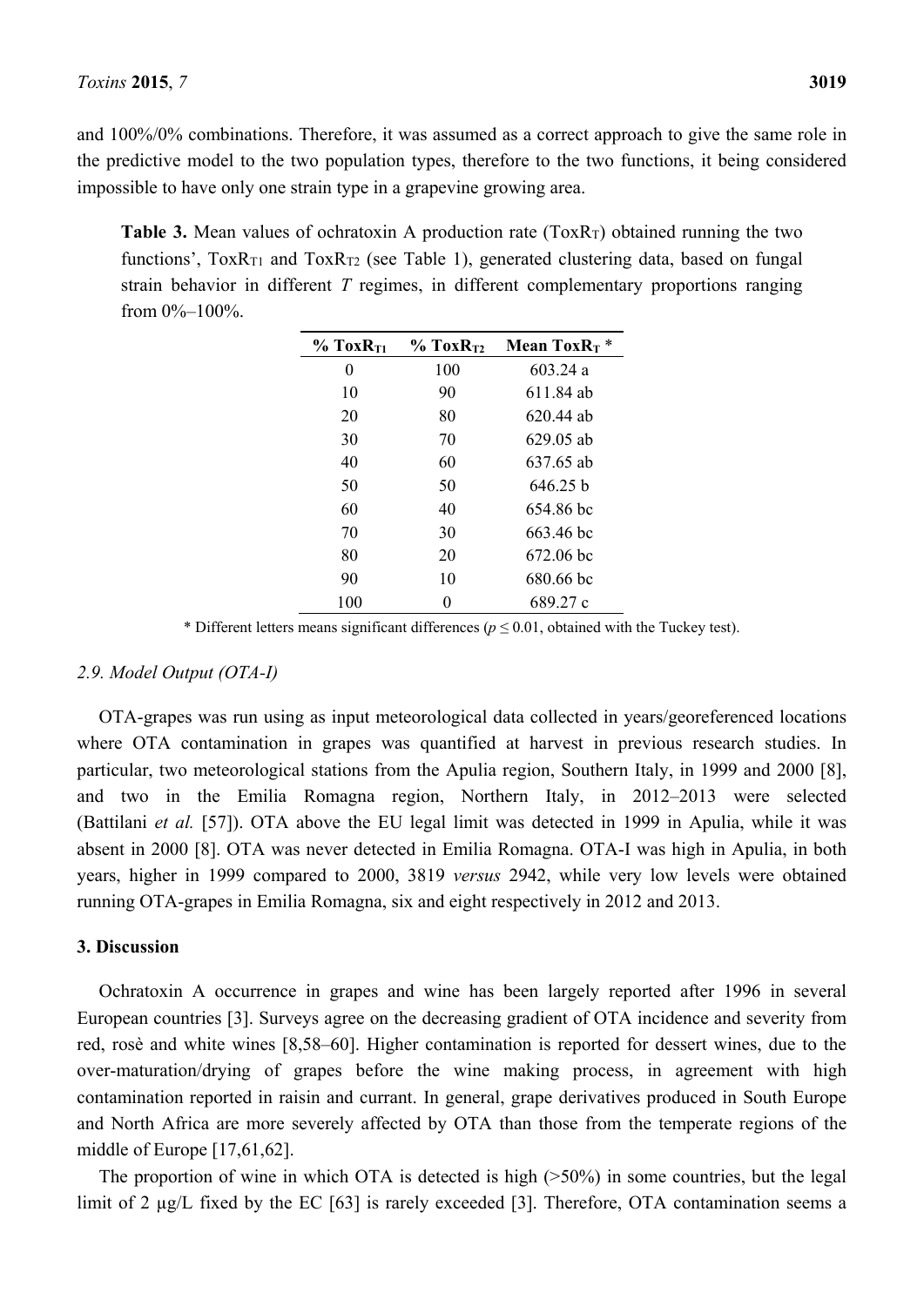and 100%/0% combinations. Therefore, it was assumed as a correct approach to give the same role in the predictive model to the two population types, therefore to the two functions, it being considered impossible to have only one strain type in a grapevine growing area.

**Table 3.** Mean values of ochratoxin A production rate ($ToxR_T$) obtained running the two functions', $ToxR_{T1}$ and $ToxR_{T2}$ (see Table 1), generated clustering data, based on fungal strain behavior in different *T* regimes, in different complementary proportions ranging from 0%–100%.

| % $ToxR_{T1}$ | % $ToxR_{T2}$ | Mean $ToxR_T$ * |
|---|---|---|
| 0 | 100 | 603.24 a |
| 10 | 90 | 611.84 ab |
| 20 | 80 | 620.44 ab |
| 30 | 70 | 629.05 ab |
| 40 | 60 | 637.65 ab |
| 50 | 50 | 646.25 b |
| 60 | 40 | 654.86 bc |
| 70 | 30 | 663.46 bc |
| 80 | 20 | 672.06 bc |
| 90 | 10 | 680.66 bc |
| 100 | 0 | 689.27 c |

\* Different letters means significant differences ($p \leq 0.01$, obtained with the Tuckey test).

### 2.9. Model Output (OTA-I)

OTA-grapes was run using as input meteorological data collected in years/georeferenced locations where OTA contamination in grapes was quantified at harvest in previous research studies. In particular, two meteorological stations from the Apulia region, Southern Italy, in 1999 and 2000 [8], and two in the Emilia Romagna region, Northern Italy, in 2012–2013 were selected (Battilani *et al.* [57]). OTA above the EU legal limit was detected in 1999 in Apulia, while it was absent in 2000 [8]. OTA was never detected in Emilia Romagna. OTA-I was high in Apulia, in both years, higher in 1999 compared to 2000, 3819 *versus* 2942, while very low levels were obtained running OTA-grapes in Emilia Romagna, six and eight respectively in 2012 and 2013.

## 3. Discussion

Ochratoxin A occurrence in grapes and wine has been largely reported after 1996 in several European countries [3]. Surveys agree on the decreasing gradient of OTA incidence and severity from red, rosè and white wines [8,58–60]. Higher contamination is reported for dessert wines, due to the over-maturation/drying of grapes before the wine making process, in agreement with high contamination reported in raisin and currant. In general, grape derivatives produced in South Europe and North Africa are more severely affected by OTA than those from the temperate regions of the middle of Europe [17,61,62].

The proportion of wine in which OTA is detected is high (>50%) in some countries, but the legal limit of 2 μg/L fixed by the EC [63] is rarely exceeded [3]. Therefore, OTA contamination seems a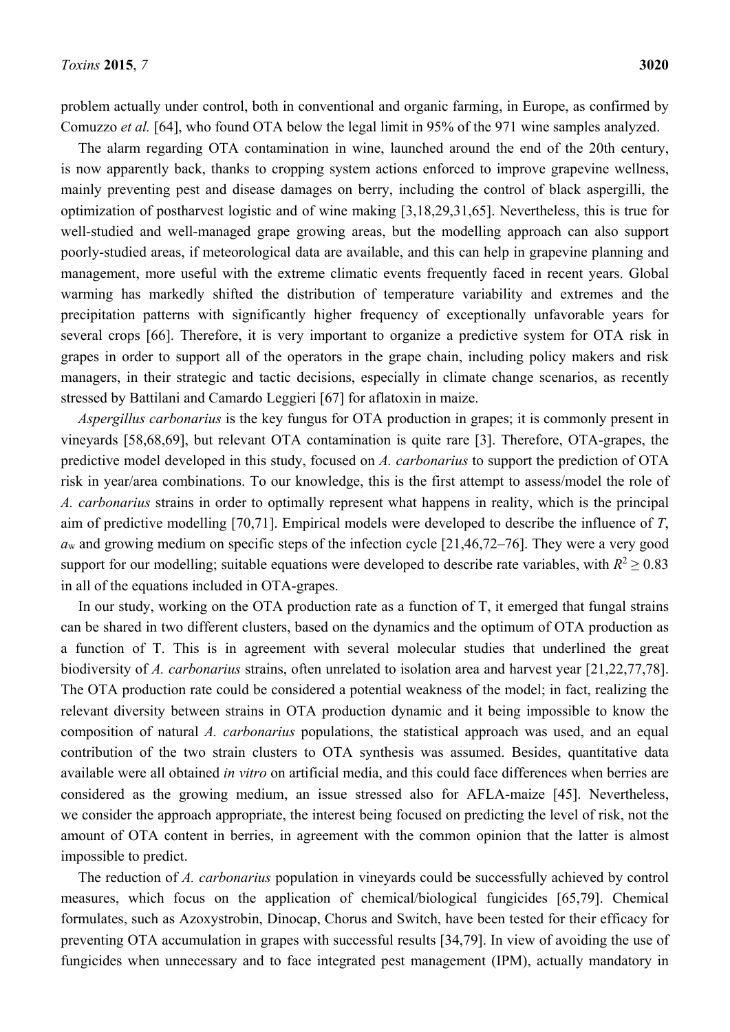problem actually under control, both in conventional and organic farming, in Europe, as confirmed by Comuzzo *et al.* [64], who found OTA below the legal limit in 95% of the 971 wine samples analyzed.

The alarm regarding OTA contamination in wine, launched around the end of the 20th century, is now apparently back, thanks to cropping system actions enforced to improve grapevine wellness, mainly preventing pest and disease damages on berry, including the control of black aspergilli, the optimization of postharvest logistic and of wine making [3,18,29,31,65]. Nevertheless, this is true for well-studied and well-managed grape growing areas, but the modelling approach can also support poorly-studied areas, if meteorological data are available, and this can help in grapevine planning and management, more useful with the extreme climatic events frequently faced in recent years. Global warming has markedly shifted the distribution of temperature variability and extremes and the precipitation patterns with significantly higher frequency of exceptionally unfavorable years for several crops [66]. Therefore, it is very important to organize a predictive system for OTA risk in grapes in order to support all of the operators in the grape chain, including policy makers and risk managers, in their strategic and tactic decisions, especially in climate change scenarios, as recently stressed by Battilani and Camardo Leggieri [67] for aflatoxin in maize.

*Aspergillus carbonarius* is the key fungus for OTA production in grapes; it is commonly present in vineyards [58,68,69], but relevant OTA contamination is quite rare [3]. Therefore, OTA-grapes, the predictive model developed in this study, focused on *A. carbonarius* to support the prediction of OTA risk in year/area combinations. To our knowledge, this is the first attempt to assess/model the role of *A. carbonarius* strains in order to optimally represent what happens in reality, which is the principal aim of predictive modelling [70,71]. Empirical models were developed to describe the influence of $T$, $a_w$ and growing medium on specific steps of the infection cycle [21,46,72–76]. They were a very good support for our modelling; suitable equations were developed to describe rate variables, with $R^2 \geq 0.83$ in all of the equations included in OTA-grapes.

In our study, working on the OTA production rate as a function of T, it emerged that fungal strains can be shared in two different clusters, based on the dynamics and the optimum of OTA production as a function of T. This is in agreement with several molecular studies that underlined the great biodiversity of *A. carbonarius* strains, often unrelated to isolation area and harvest year [21,22,77,78]. The OTA production rate could be considered a potential weakness of the model; in fact, realizing the relevant diversity between strains in OTA production dynamic and it being impossible to know the composition of natural *A. carbonarius* populations, the statistical approach was used, and an equal contribution of the two strain clusters to OTA synthesis was assumed. Besides, quantitative data available were all obtained *in vitro* on artificial media, and this could face differences when berries are considered as the growing medium, an issue stressed also for AFLA-maize [45]. Nevertheless, we consider the approach appropriate, the interest being focused on predicting the level of risk, not the amount of OTA content in berries, in agreement with the common opinion that the latter is almost impossible to predict.

The reduction of *A. carbonarius* population in vineyards could be successfully achieved by control measures, which focus on the application of chemical/biological fungicides [65,79]. Chemical formulates, such as Azoxystrobin, Dinocap, Chorus and Switch, have been tested for their efficacy for preventing OTA accumulation in grapes with successful results [34,79]. In view of avoiding the use of fungicides when unnecessary and to face integrated pest management (IPM), actually mandatory in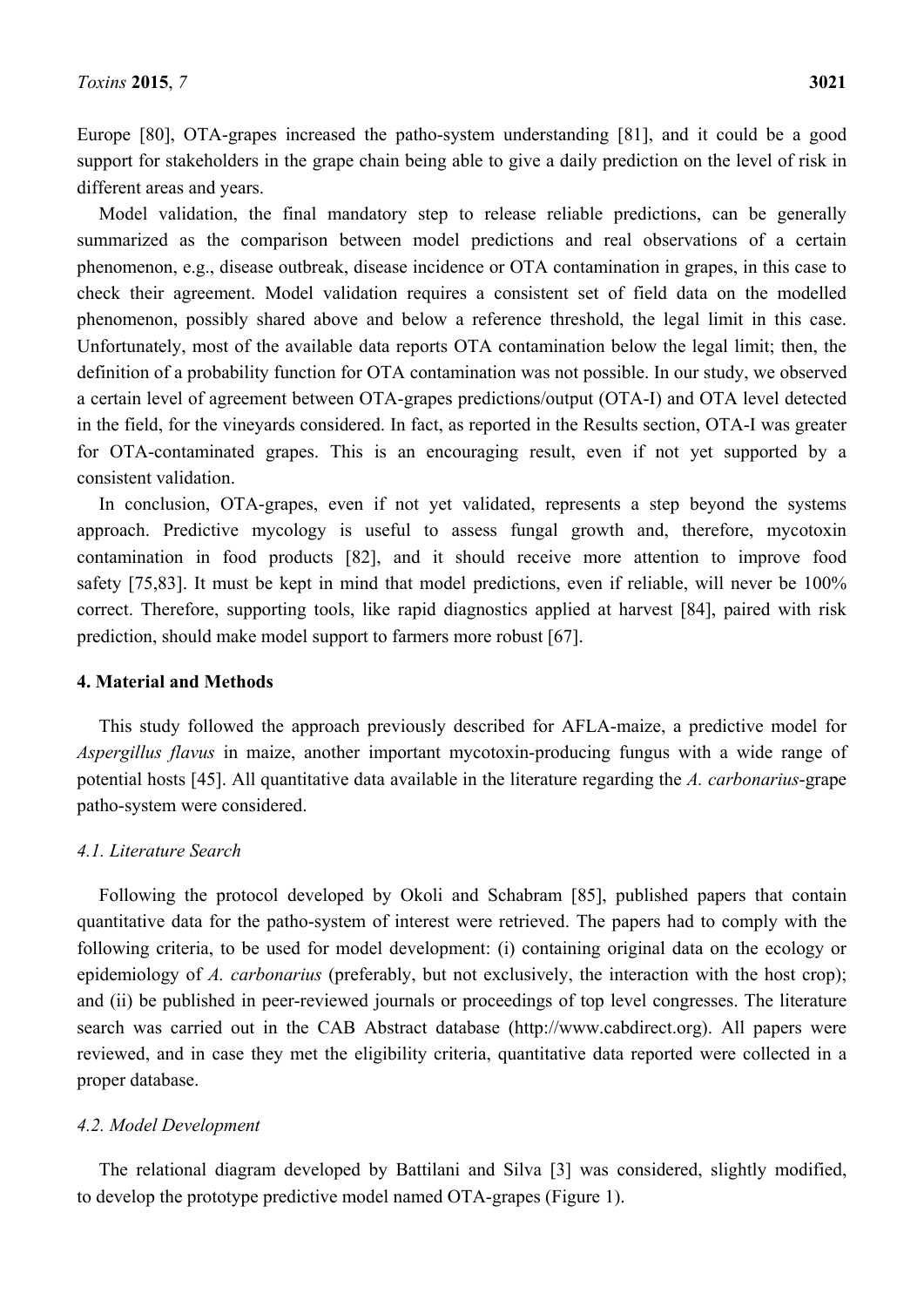Europe [80], OTA-grapes increased the patho-system understanding [81], and it could be a good support for stakeholders in the grape chain being able to give a daily prediction on the level of risk in different areas and years.

Model validation, the final mandatory step to release reliable predictions, can be generally summarized as the comparison between model predictions and real observations of a certain phenomenon, e.g., disease outbreak, disease incidence or OTA contamination in grapes, in this case to check their agreement. Model validation requires a consistent set of field data on the modelled phenomenon, possibly shared above and below a reference threshold, the legal limit in this case. Unfortunately, most of the available data reports OTA contamination below the legal limit; then, the definition of a probability function for OTA contamination was not possible. In our study, we observed a certain level of agreement between OTA-grapes predictions/output (OTA-I) and OTA level detected in the field, for the vineyards considered. In fact, as reported in the Results section, OTA-I was greater for OTA-contaminated grapes. This is an encouraging result, even if not yet supported by a consistent validation.

In conclusion, OTA-grapes, even if not yet validated, represents a step beyond the systems approach. Predictive mycology is useful to assess fungal growth and, therefore, mycotoxin contamination in food products [82], and it should receive more attention to improve food safety [75,83]. It must be kept in mind that model predictions, even if reliable, will never be 100% correct. Therefore, supporting tools, like rapid diagnostics applied at harvest [84], paired with risk prediction, should make model support to farmers more robust [67].

## 4. Material and Methods

This study followed the approach previously described for AFLA-maize, a predictive model for *Aspergillus flavus* in maize, another important mycotoxin-producing fungus with a wide range of potential hosts [45]. All quantitative data available in the literature regarding the *A. carbonarius*-grape patho-system were considered.

### 4.1. Literature Search

Following the protocol developed by Okoli and Schabram [85], published papers that contain quantitative data for the patho-system of interest were retrieved. The papers had to comply with the following criteria, to be used for model development: (i) containing original data on the ecology or epidemiology of *A. carbonarius* (preferably, but not exclusively, the interaction with the host crop); and (ii) be published in peer-reviewed journals or proceedings of top level congresses. The literature search was carried out in the CAB Abstract database (http://www.cabdirect.org). All papers were reviewed, and in case they met the eligibility criteria, quantitative data reported were collected in a proper database.

### 4.2. Model Development

The relational diagram developed by Battilani and Silva [3] was considered, slightly modified, to develop the prototype predictive model named OTA-grapes (Figure 1).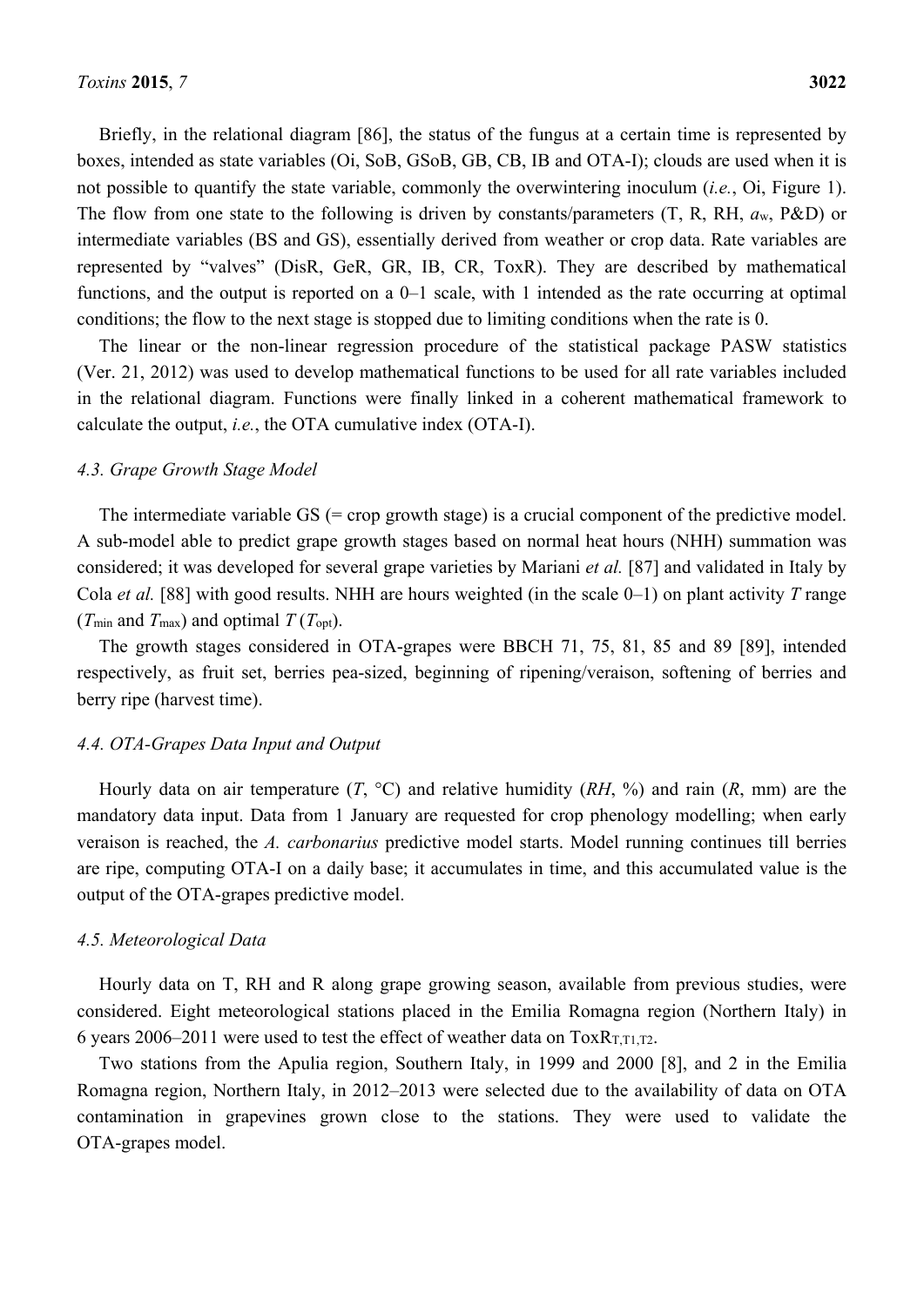Briefly, in the relational diagram [86], the status of the fungus at a certain time is represented by boxes, intended as state variables (Oi, SoB, GSoB, GB, CB, IB and OTA-I); clouds are used when it is not possible to quantify the state variable, commonly the overwintering inoculum (*i.e.*, Oi, Figure 1). The flow from one state to the following is driven by constants/parameters (T, R, RH, $a_w$, P&D) or intermediate variables (BS and GS), essentially derived from weather or crop data. Rate variables are represented by "valves" (DisR, GeR, GR, IB, CR, ToxR). They are described by mathematical functions, and the output is reported on a 0–1 scale, with 1 intended as the rate occurring at optimal conditions; the flow to the next stage is stopped due to limiting conditions when the rate is 0.

The linear or the non-linear regression procedure of the statistical package PASW statistics (Ver. 21, 2012) was used to develop mathematical functions to be used for all rate variables included in the relational diagram. Functions were finally linked in a coherent mathematical framework to calculate the output, *i.e.*, the OTA cumulative index (OTA-I).

### 4.3. Grape Growth Stage Model

The intermediate variable GS (= crop growth stage) is a crucial component of the predictive model. A sub-model able to predict grape growth stages based on normal heat hours (NHH) summation was considered; it was developed for several grape varieties by Mariani *et al.* [87] and validated in Italy by Cola *et al.* [88] with good results. NHH are hours weighted (in the scale 0–1) on plant activity $T$ range ($T_{min}$ and $T_{max}$) and optimal $T$ ($T_{opt}$).

The growth stages considered in OTA-grapes were BBCH 71, 75, 81, 85 and 89 [89], intended respectively, as fruit set, berries pea-sized, beginning of ripening/veraison, softening of berries and berry ripe (harvest time).

### 4.4. OTA-Grapes Data Input and Output

Hourly data on air temperature ($T$, °C) and relative humidity ($RH$, %) and rain ($R$, mm) are the mandatory data input. Data from 1 January are requested for crop phenology modelling; when early veraison is reached, the *A. carbonarius* predictive model starts. Model running continues till berries are ripe, computing OTA-I on a daily base; it accumulates in time, and this accumulated value is the output of the OTA-grapes predictive model.

### 4.5. Meteorological Data

Hourly data on T, RH and R along grape growing season, available from previous studies, were considered. Eight meteorological stations placed in the Emilia Romagna region (Northern Italy) in 6 years 2006–2011 were used to test the effect of weather data on $ToxR_{T,T1,T2}$.

Two stations from the Apulia region, Southern Italy, in 1999 and 2000 [8], and 2 in the Emilia Romagna region, Northern Italy, in 2012–2013 were selected due to the availability of data on OTA contamination in grapevines grown close to the stations. They were used to validate the OTA-grapes model.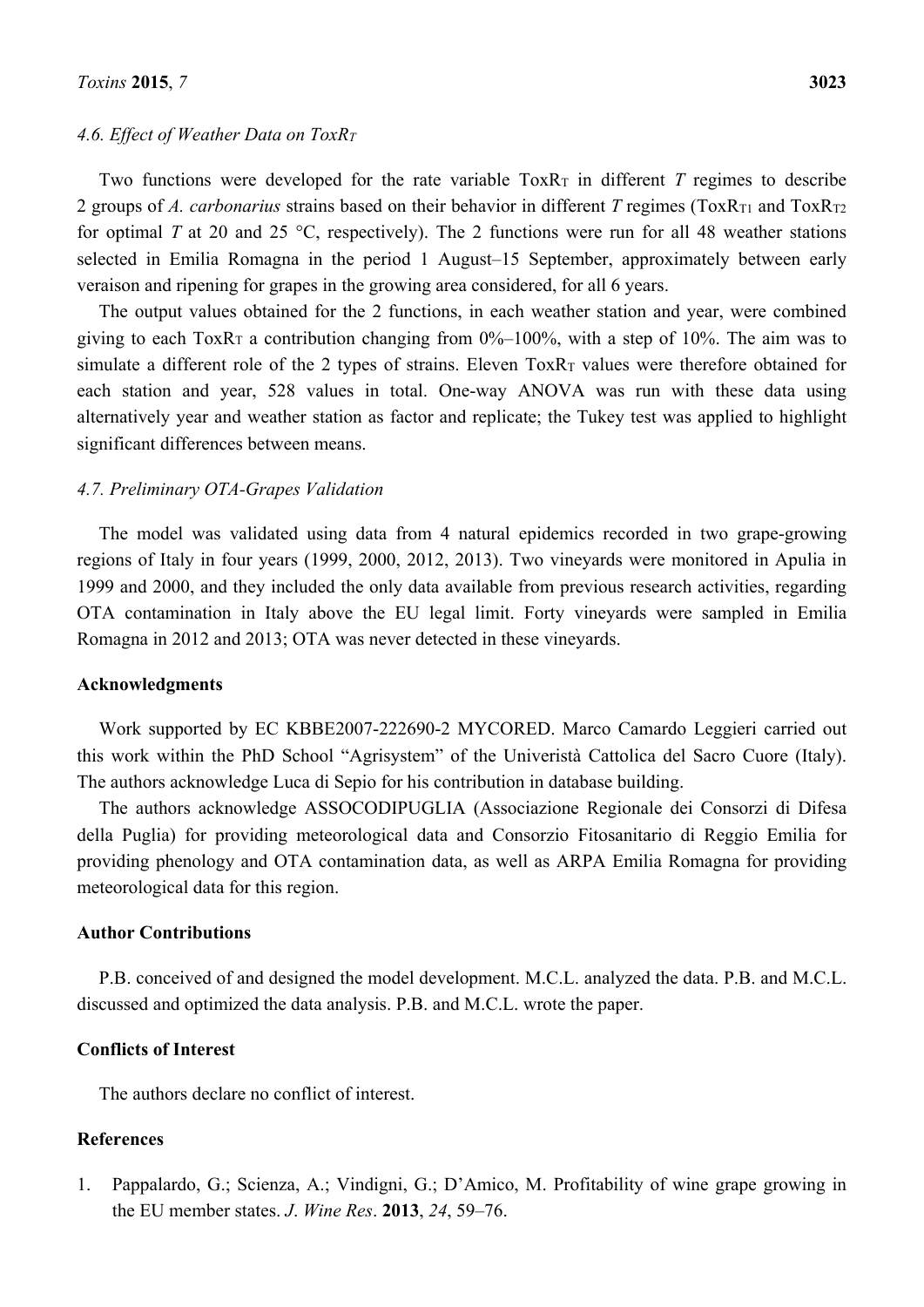### 4.6. Effect of Weather Data on $ToxR_T$

Two functions were developed for the rate variable $ToxR_T$ in different *T* regimes to describe 2 groups of *A. carbonarius* strains based on their behavior in different *T* regimes ($ToxR_{T1}$ and $ToxR_{T2}$ for optimal *T* at 20 and 25 °C, respectively). The 2 functions were run for all 48 weather stations selected in Emilia Romagna in the period 1 August–15 September, approximately between early veraison and ripening for grapes in the growing area considered, for all 6 years.

The output values obtained for the 2 functions, in each weather station and year, were combined giving to each $ToxR_T$ a contribution changing from 0%–100%, with a step of 10%. The aim was to simulate a different role of the 2 types of strains. Eleven $ToxR_T$ values were therefore obtained for each station and year, 528 values in total. One-way ANOVA was run with these data using alternatively year and weather station as factor and replicate; the Tukey test was applied to highlight significant differences between means.

### 4.7. Preliminary OTA-Grapes Validation

The model was validated using data from 4 natural epidemics recorded in two grape-growing regions of Italy in four years (1999, 2000, 2012, 2013). Two vineyards were monitored in Apulia in 1999 and 2000, and they included the only data available from previous research activities, regarding OTA contamination in Italy above the EU legal limit. Forty vineyards were sampled in Emilia Romagna in 2012 and 2013; OTA was never detected in these vineyards.

## Acknowledgments

Work supported by EC KBBE2007-222690-2 MYCORED. Marco Camardo Leggieri carried out this work within the PhD School "Agrisystem" of the Univeristà Cattolica del Sacro Cuore (Italy). The authors acknowledge Luca di Sepio for his contribution in database building.

The authors acknowledge ASSOCODIPUGLIA (Associazione Regionale dei Consorzi di Difesa della Puglia) for providing meteorological data and Consorzio Fitosanitario di Reggio Emilia for providing phenology and OTA contamination data, as well as ARPA Emilia Romagna for providing meteorological data for this region.

## Author Contributions

P.B. conceived of and designed the model development. M.C.L. analyzed the data. P.B. and M.C.L. discussed and optimized the data analysis. P.B. and M.C.L. wrote the paper.

## Conflicts of Interest

The authors declare no conflict of interest.

## References

1. Pappalardo, G.; Scienza, A.; Vindigni, G.; D'Amico, M. Profitability of wine grape growing in the EU member states. *J. Wine Res*. **2013**, *24*, 59–76.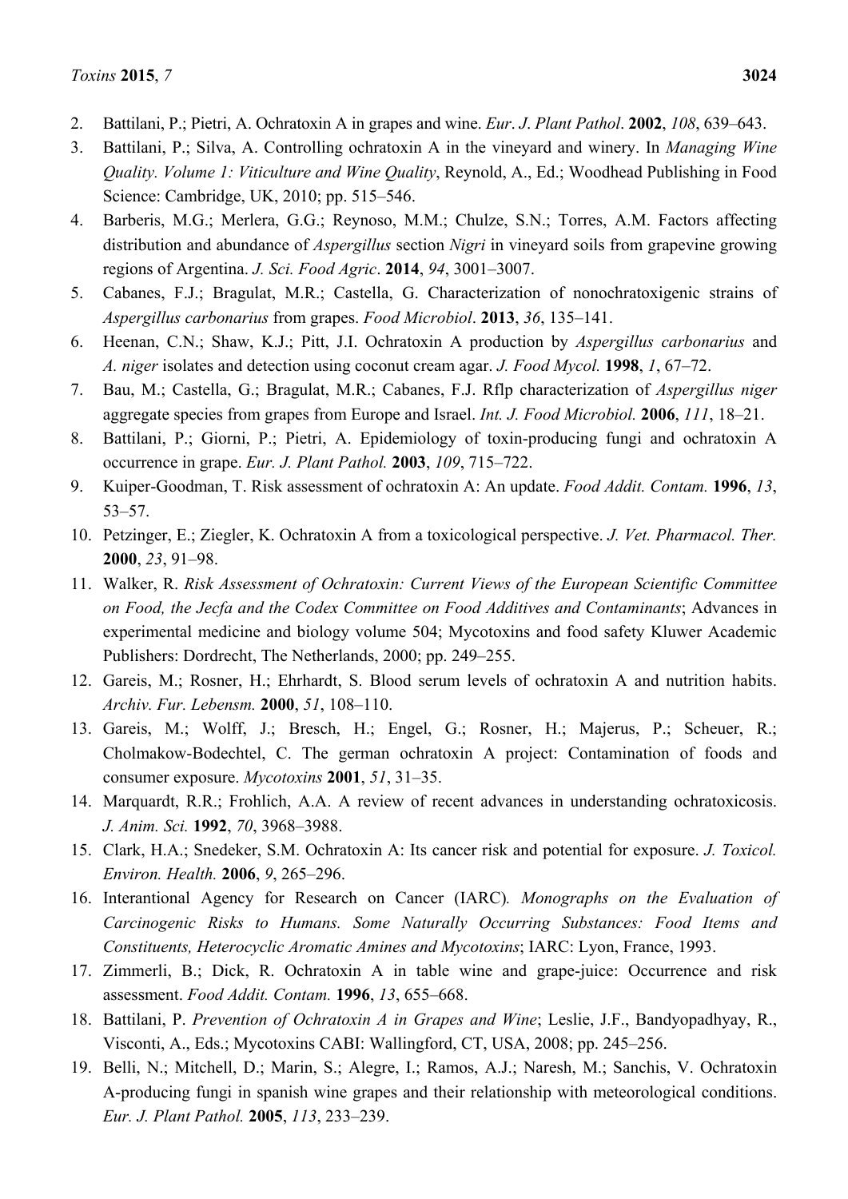2. Battilani, P.; Pietri, A. Ochratoxin A in grapes and wine. *Eur. J. Plant Pathol*. **2002**, *108*, 639–643.
3. Battilani, P.; Silva, A. Controlling ochratoxin A in the vineyard and winery. In *Managing Wine Quality. Volume 1: Viticulture and Wine Quality*, Reynold, A., Ed.; Woodhead Publishing in Food Science: Cambridge, UK, 2010; pp. 515–546.
4. Barberis, M.G.; Merlera, G.G.; Reynoso, M.M.; Chulze, S.N.; Torres, A.M. Factors affecting distribution and abundance of *Aspergillus* section *Nigri* in vineyard soils from grapevine growing regions of Argentina. *J. Sci. Food Agric*. **2014**, *94*, 3001–3007.
5. Cabanes, F.J.; Bragulat, M.R.; Castella, G. Characterization of nonochratoxigenic strains of *Aspergillus carbonarius* from grapes. *Food Microbiol*. **2013**, *36*, 135–141.
6. Heenan, C.N.; Shaw, K.J.; Pitt, J.I. Ochratoxin A production by *Aspergillus carbonarius* and *A. niger* isolates and detection using coconut cream agar. *J. Food Mycol.* **1998**, *1*, 67–72.
7. Bau, M.; Castella, G.; Bragulat, M.R.; Cabanes, F.J. Rflp characterization of *Aspergillus niger* aggregate species from grapes from Europe and Israel. *Int. J. Food Microbiol.* **2006**, *111*, 18–21.
8. Battilani, P.; Giorni, P.; Pietri, A. Epidemiology of toxin-producing fungi and ochratoxin A occurrence in grape. *Eur. J. Plant Pathol.* **2003**, *109*, 715–722.
9. Kuiper-Goodman, T. Risk assessment of ochratoxin A: An update. *Food Addit. Contam.* **1996**, *13*, 53–57.
10. Petzinger, E.; Ziegler, K. Ochratoxin A from a toxicological perspective. *J. Vet. Pharmacol. Ther.* **2000**, *23*, 91–98.
11. Walker, R. *Risk Assessment of Ochratoxin: Current Views of the European Scientific Committee on Food, the Jecfa and the Codex Committee on Food Additives and Contaminants*; Advances in experimental medicine and biology volume 504; Mycotoxins and food safety Kluwer Academic Publishers: Dordrecht, The Netherlands, 2000; pp. 249–255.
12. Gareis, M.; Rosner, H.; Ehrhardt, S. Blood serum levels of ochratoxin A and nutrition habits. *Archiv. Fur. Lebensm.* **2000**, *51*, 108–110.
13. Gareis, M.; Wolff, J.; Bresch, H.; Engel, G.; Rosner, H.; Majerus, P.; Scheuer, R.; Cholmakow-Bodechtel, C. The german ochratoxin A project: Contamination of foods and consumer exposure. *Mycotoxins* **2001**, *51*, 31–35.
14. Marquardt, R.R.; Frohlich, A.A. A review of recent advances in understanding ochratoxicosis. *J. Anim. Sci.* **1992**, *70*, 3968–3988.
15. Clark, H.A.; Snedeker, S.M. Ochratoxin A: Its cancer risk and potential for exposure. *J. Toxicol. Environ. Health.* **2006**, *9*, 265–296.
16. Interantional Agency for Research on Cancer (IARC). *Monographs on the Evaluation of Carcinogenic Risks to Humans. Some Naturally Occurring Substances: Food Items and Constituents, Heterocyclic Aromatic Amines and Mycotoxins*; IARC: Lyon, France, 1993.
17. Zimmerli, B.; Dick, R. Ochratoxin A in table wine and grape-juice: Occurrence and risk assessment. *Food Addit. Contam.* **1996**, *13*, 655–668.
18. Battilani, P. *Prevention of Ochratoxin A in Grapes and Wine*; Leslie, J.F., Bandyopadhyay, R., Visconti, A., Eds.; Mycotoxins CABI: Wallingford, CT, USA, 2008; pp. 245–256.
19. Belli, N.; Mitchell, D.; Marin, S.; Alegre, I.; Ramos, A.J.; Naresh, M.; Sanchis, V. Ochratoxin A-producing fungi in spanish wine grapes and their relationship with meteorological conditions. *Eur. J. Plant Pathol.* **2005**, *113*, 233–239.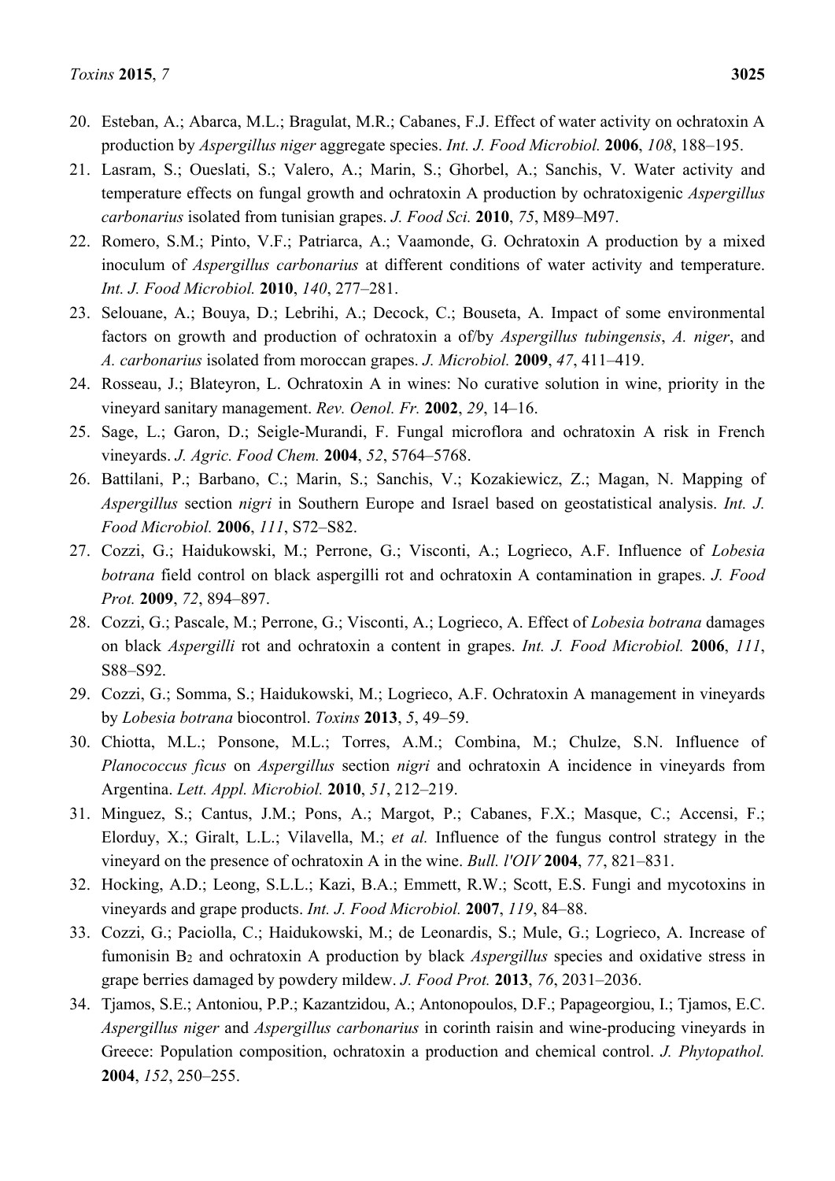20. Esteban, A.; Abarca, M.L.; Bragulat, M.R.; Cabanes, F.J. Effect of water activity on ochratoxin A production by *Aspergillus niger* aggregate species. *Int. J. Food Microbiol.* **2006**, *108*, 188–195.
21. Lasram, S.; Oueslati, S.; Valero, A.; Marin, S.; Ghorbel, A.; Sanchis, V. Water activity and temperature effects on fungal growth and ochratoxin A production by ochratoxigenic *Aspergillus carbonarius* isolated from tunisian grapes. *J. Food Sci.* **2010**, *75*, M89–M97.
22. Romero, S.M.; Pinto, V.F.; Patriarca, A.; Vaamonde, G. Ochratoxin A production by a mixed inoculum of *Aspergillus carbonarius* at different conditions of water activity and temperature. *Int. J. Food Microbiol.* **2010**, *140*, 277–281.
23. Selouane, A.; Bouya, D.; Lebrihi, A.; Decock, C.; Bouseta, A. Impact of some environmental factors on growth and production of ochratoxin a of/by *Aspergillus tubingensis*, *A. niger*, and *A. carbonarius* isolated from moroccan grapes. *J. Microbiol.* **2009**, *47*, 411–419.
24. Rosseau, J.; Blateyron, L. Ochratoxin A in wines: No curative solution in wine, priority in the vineyard sanitary management. *Rev. Oenol. Fr.* **2002**, *29*, 14–16.
25. Sage, L.; Garon, D.; Seigle-Murandi, F. Fungal microflora and ochratoxin A risk in French vineyards. *J. Agric. Food Chem.* **2004**, *52*, 5764–5768.
26. Battilani, P.; Barbano, C.; Marin, S.; Sanchis, V.; Kozakiewicz, Z.; Magan, N. Mapping of *Aspergillus* section *nigri* in Southern Europe and Israel based on geostatistical analysis. *Int. J. Food Microbiol.* **2006**, *111*, S72–S82.
27. Cozzi, G.; Haidukowski, M.; Perrone, G.; Visconti, A.; Logrieco, A.F. Influence of *Lobesia botrana* field control on black aspergilli rot and ochratoxin A contamination in grapes. *J. Food Prot.* **2009**, *72*, 894–897.
28. Cozzi, G.; Pascale, M.; Perrone, G.; Visconti, A.; Logrieco, A. Effect of *Lobesia botrana* damages on black *Aspergilli* rot and ochratoxin a content in grapes. *Int. J. Food Microbiol.* **2006**, *111*, S88–S92.
29. Cozzi, G.; Somma, S.; Haidukowski, M.; Logrieco, A.F. Ochratoxin A management in vineyards by *Lobesia botrana* biocontrol. *Toxins* **2013**, *5*, 49–59.
30. Chiotta, M.L.; Ponsone, M.L.; Torres, A.M.; Combina, M.; Chulze, S.N. Influence of *Planococcus ficus* on *Aspergillus* section *nigri* and ochratoxin A incidence in vineyards from Argentina. *Lett. Appl. Microbiol.* **2010**, *51*, 212–219.
31. Minguez, S.; Cantus, J.M.; Pons, A.; Margot, P.; Cabanes, F.X.; Masque, C.; Accensi, F.; Elorduy, X.; Giralt, L.L.; Vilavella, M.; *et al.* Influence of the fungus control strategy in the vineyard on the presence of ochratoxin A in the wine. *Bull. l'OIV* **2004**, *77*, 821–831.
32. Hocking, A.D.; Leong, S.L.L.; Kazi, B.A.; Emmett, R.W.; Scott, E.S. Fungi and mycotoxins in vineyards and grape products. *Int. J. Food Microbiol.* **2007**, *119*, 84–88.
33. Cozzi, G.; Paciolla, C.; Haidukowski, M.; de Leonardis, S.; Mule, G.; Logrieco, A. Increase of fumonisin $B_2$ and ochratoxin A production by black *Aspergillus* species and oxidative stress in grape berries damaged by powdery mildew. *J. Food Prot.* **2013**, *76*, 2031–2036.
34. Tjamos, S.E.; Antoniou, P.P.; Kazantzidou, A.; Antonopoulos, D.F.; Papageorgiou, I.; Tjamos, E.C. *Aspergillus niger* and *Aspergillus carbonarius* in corinth raisin and wine-producing vineyards in Greece: Population composition, ochratoxin a production and chemical control. *J. Phytopathol.* **2004**, *152*, 250–255.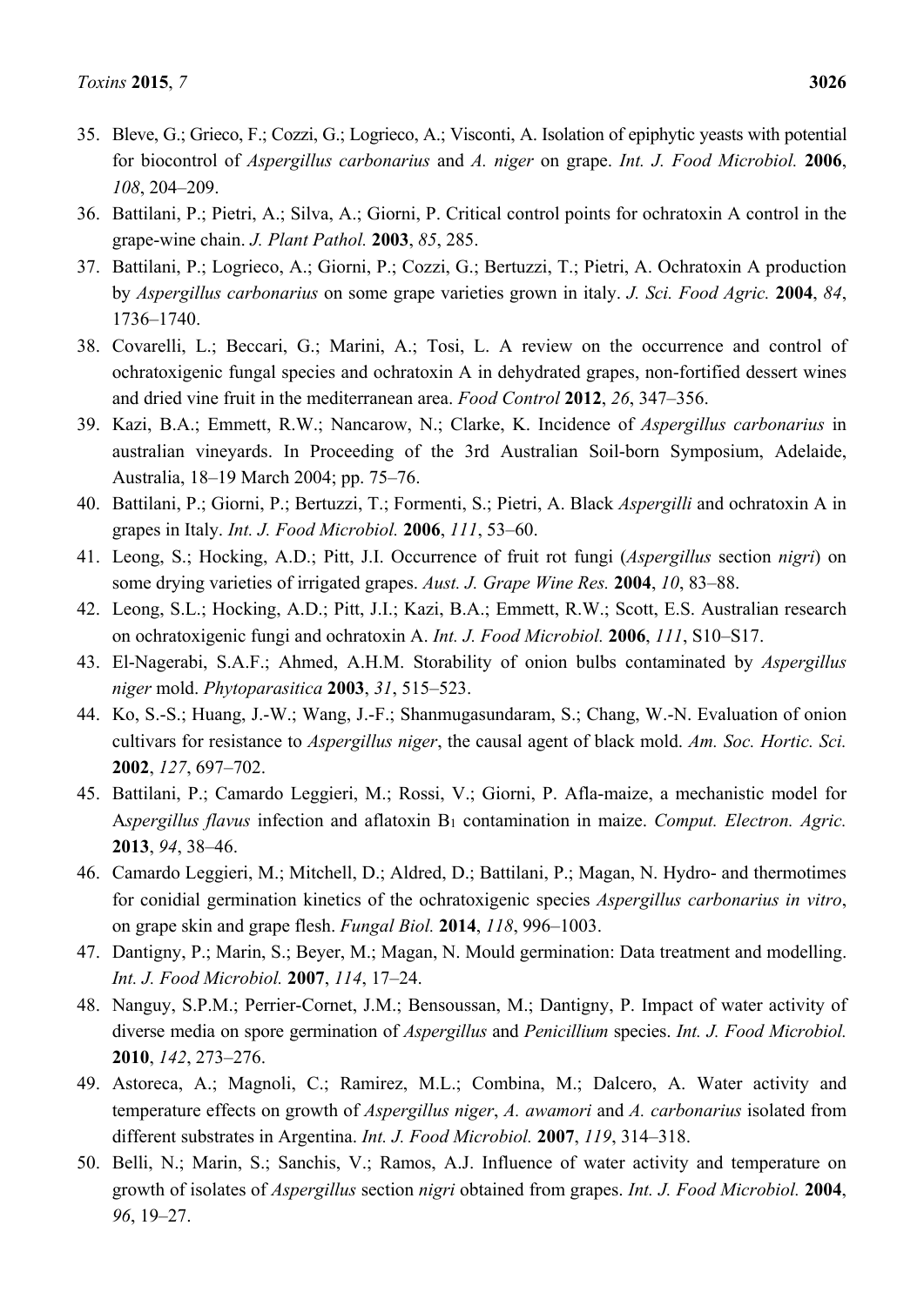35. Bleve, G.; Grieco, F.; Cozzi, G.; Logrieco, A.; Visconti, A. Isolation of epiphytic yeasts with potential for biocontrol of *Aspergillus carbonarius* and *A. niger* on grape. *Int. J. Food Microbiol.* **2006**, *108*, 204–209.
36. Battilani, P.; Pietri, A.; Silva, A.; Giorni, P. Critical control points for ochratoxin A control in the grape-wine chain. *J. Plant Pathol.* **2003**, *85*, 285.
37. Battilani, P.; Logrieco, A.; Giorni, P.; Cozzi, G.; Bertuzzi, T.; Pietri, A. Ochratoxin A production by *Aspergillus carbonarius* on some grape varieties grown in italy. *J. Sci. Food Agric.* **2004**, *84*, 1736–1740.
38. Covarelli, L.; Beccari, G.; Marini, A.; Tosi, L. A review on the occurrence and control of ochratoxigenic fungal species and ochratoxin A in dehydrated grapes, non-fortified dessert wines and dried vine fruit in the mediterranean area. *Food Control* **2012**, *26*, 347–356.
39. Kazi, B.A.; Emmett, R.W.; Nancarow, N.; Clarke, K. Incidence of *Aspergillus carbonarius* in australian vineyards. In Proceeding of the 3rd Australian Soil-born Symposium, Adelaide, Australia, 18–19 March 2004; pp. 75–76.
40. Battilani, P.; Giorni, P.; Bertuzzi, T.; Formenti, S.; Pietri, A. Black *Aspergilli* and ochratoxin A in grapes in Italy. *Int. J. Food Microbiol.* **2006**, *111*, 53–60.
41. Leong, S.; Hocking, A.D.; Pitt, J.I. Occurrence of fruit rot fungi (*Aspergillus* section *nigri*) on some drying varieties of irrigated grapes. *Aust. J. Grape Wine Res.* **2004**, *10*, 83–88.
42. Leong, S.L.; Hocking, A.D.; Pitt, J.I.; Kazi, B.A.; Emmett, R.W.; Scott, E.S. Australian research on ochratoxigenic fungi and ochratoxin A. *Int. J. Food Microbiol.* **2006**, *111*, S10–S17.
43. El-Nagerabi, S.A.F.; Ahmed, A.H.M. Storability of onion bulbs contaminated by *Aspergillus niger* mold. *Phytoparasitica* **2003**, *31*, 515–523.
44. Ko, S.-S.; Huang, J.-W.; Wang, J.-F.; Shanmugasundaram, S.; Chang, W.-N. Evaluation of onion cultivars for resistance to *Aspergillus niger*, the causal agent of black mold. *Am. Soc. Hortic. Sci.* **2002**, *127*, 697–702.
45. Battilani, P.; Camardo Leggieri, M.; Rossi, V.; Giorni, P. Afla-maize, a mechanistic model for A*spergillus flavus* infection and aflatoxin $B_1$ contamination in maize. *Comput. Electron. Agric.* **2013**, *94*, 38–46.
46. Camardo Leggieri, M.; Mitchell, D.; Aldred, D.; Battilani, P.; Magan, N. Hydro- and thermotimes for conidial germination kinetics of the ochratoxigenic species *Aspergillus carbonarius in vitro*, on grape skin and grape flesh. *Fungal Biol.* **2014**, *118*, 996–1003.
47. Dantigny, P.; Marin, S.; Beyer, M.; Magan, N. Mould germination: Data treatment and modelling. *Int. J. Food Microbiol.* **2007**, *114*, 17–24.
48. Nanguy, S.P.M.; Perrier-Cornet, J.M.; Bensoussan, M.; Dantigny, P. Impact of water activity of diverse media on spore germination of *Aspergillus* and *Penicillium* species. *Int. J. Food Microbiol.* **2010**, *142*, 273–276.
49. Astoreca, A.; Magnoli, C.; Ramirez, M.L.; Combina, M.; Dalcero, A. Water activity and temperature effects on growth of *Aspergillus niger*, *A. awamori* and *A. carbonarius* isolated from different substrates in Argentina. *Int. J. Food Microbiol.* **2007**, *119*, 314–318.
50. Belli, N.; Marin, S.; Sanchis, V.; Ramos, A.J. Influence of water activity and temperature on growth of isolates of *Aspergillus* section *nigri* obtained from grapes. *Int. J. Food Microbiol.* **2004**, *96*, 19–27.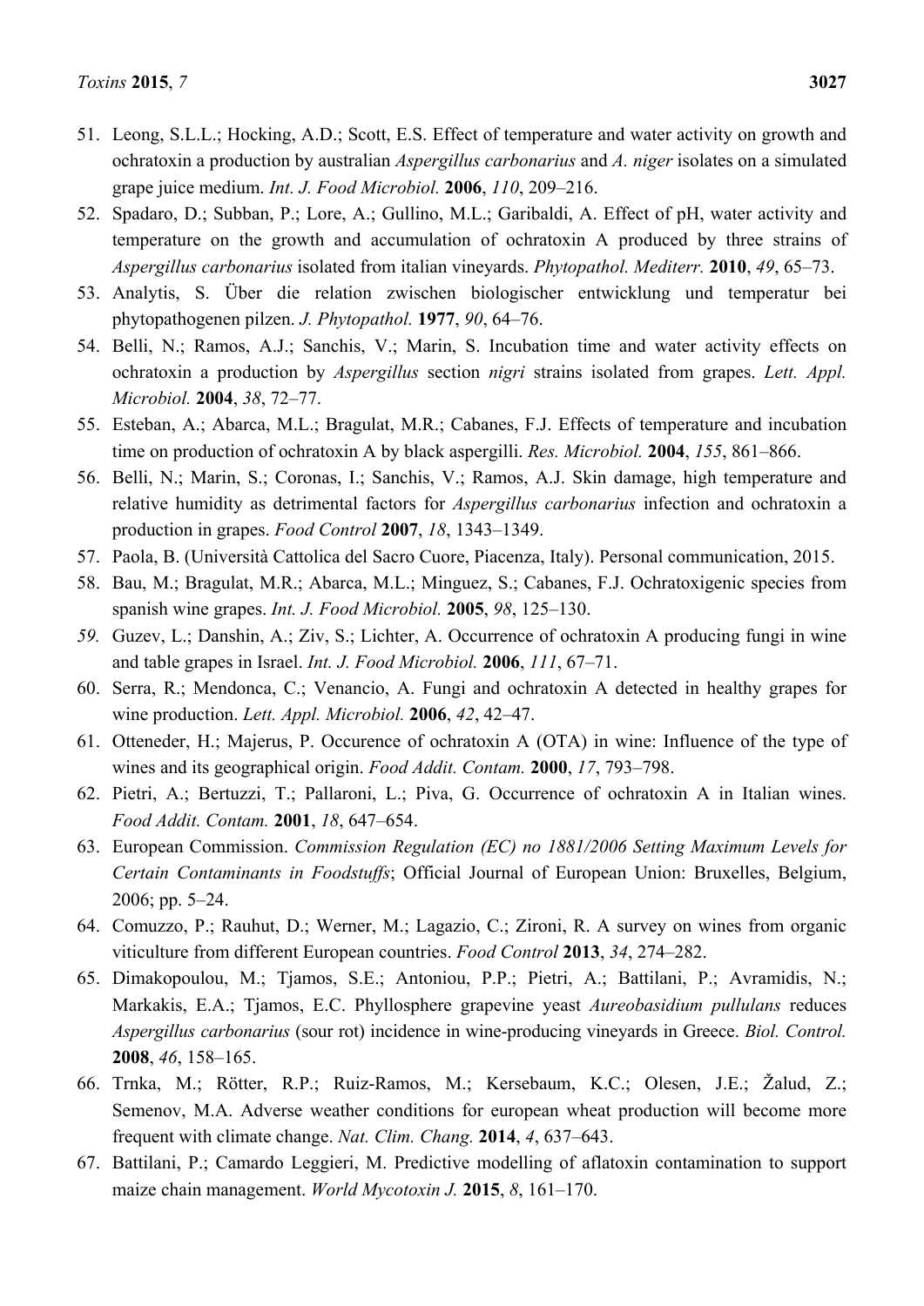51. Leong, S.L.L.; Hocking, A.D.; Scott, E.S. Effect of temperature and water activity on growth and ochratoxin a production by australian *Aspergillus carbonarius* and *A. niger* isolates on a simulated grape juice medium. *Int. J. Food Microbiol.* **2006**, *110*, 209–216.
52. Spadaro, D.; Subban, P.; Lore, A.; Gullino, M.L.; Garibaldi, A. Effect of pH, water activity and temperature on the growth and accumulation of ochratoxin A produced by three strains of *Aspergillus carbonarius* isolated from italian vineyards. *Phytopathol. Mediterr.* **2010**, *49*, 65–73.
53. Analytis, S. Über die relation zwischen biologischer entwicklung und temperatur bei phytopathogenen pilzen. *J. Phytopathol.* **1977**, *90*, 64–76.
54. Belli, N.; Ramos, A.J.; Sanchis, V.; Marin, S. Incubation time and water activity effects on ochratoxin a production by *Aspergillus* section *nigri* strains isolated from grapes. *Lett. Appl. Microbiol.* **2004**, *38*, 72–77.
55. Esteban, A.; Abarca, M.L.; Bragulat, M.R.; Cabanes, F.J. Effects of temperature and incubation time on production of ochratoxin A by black aspergilli. *Res. Microbiol.* **2004**, *155*, 861–866.
56. Belli, N.; Marin, S.; Coronas, I.; Sanchis, V.; Ramos, A.J. Skin damage, high temperature and relative humidity as detrimental factors for *Aspergillus carbonarius* infection and ochratoxin a production in grapes. *Food Control* **2007**, *18*, 1343–1349.
57. Paola, B. (Università Cattolica del Sacro Cuore, Piacenza, Italy). Personal communication, 2015.
58. Bau, M.; Bragulat, M.R.; Abarca, M.L.; Minguez, S.; Cabanes, F.J. Ochratoxigenic species from spanish wine grapes. *Int. J. Food Microbiol.* **2005**, *98*, 125–130.
59. Guzev, L.; Danshin, A.; Ziv, S.; Lichter, A. Occurrence of ochratoxin A producing fungi in wine and table grapes in Israel. *Int. J. Food Microbiol.* **2006**, *111*, 67–71.
60. Serra, R.; Mendonca, C.; Venancio, A. Fungi and ochratoxin A detected in healthy grapes for wine production. *Lett. Appl. Microbiol.* **2006**, *42*, 42–47.
61. Otteneder, H.; Majerus, P. Occurence of ochratoxin A (OTA) in wine: Influence of the type of wines and its geographical origin. *Food Addit. Contam.* **2000**, *17*, 793–798.
62. Pietri, A.; Bertuzzi, T.; Pallaroni, L.; Piva, G. Occurrence of ochratoxin A in Italian wines. *Food Addit. Contam.* **2001**, *18*, 647–654.
63. European Commission. *Commission Regulation (EC) no 1881/2006 Setting Maximum Levels for Certain Contaminants in Foodstuffs*; Official Journal of European Union: Bruxelles, Belgium, 2006; pp. 5–24.
64. Comuzzo, P.; Rauhut, D.; Werner, M.; Lagazio, C.; Zironi, R. A survey on wines from organic viticulture from different European countries. *Food Control* **2013**, *34*, 274–282.
65. Dimakopoulou, M.; Tjamos, S.E.; Antoniou, P.P.; Pietri, A.; Battilani, P.; Avramidis, N.; Markakis, E.A.; Tjamos, E.C. Phyllosphere grapevine yeast *Aureobasidium pullulans* reduces *Aspergillus carbonarius* (sour rot) incidence in wine-producing vineyards in Greece. *Biol. Control.* **2008**, *46*, 158–165.
66. Trnka, M.; Rötter, R.P.; Ruiz-Ramos, M.; Kersebaum, K.C.; Olesen, J.E.; Žalud, Z.; Semenov, M.A. Adverse weather conditions for european wheat production will become more frequent with climate change. *Nat. Clim. Chang.* **2014**, *4*, 637–643.
67. Battilani, P.; Camardo Leggieri, M. Predictive modelling of aflatoxin contamination to support maize chain management. *World Mycotoxin J.* **2015**, *8*, 161–170.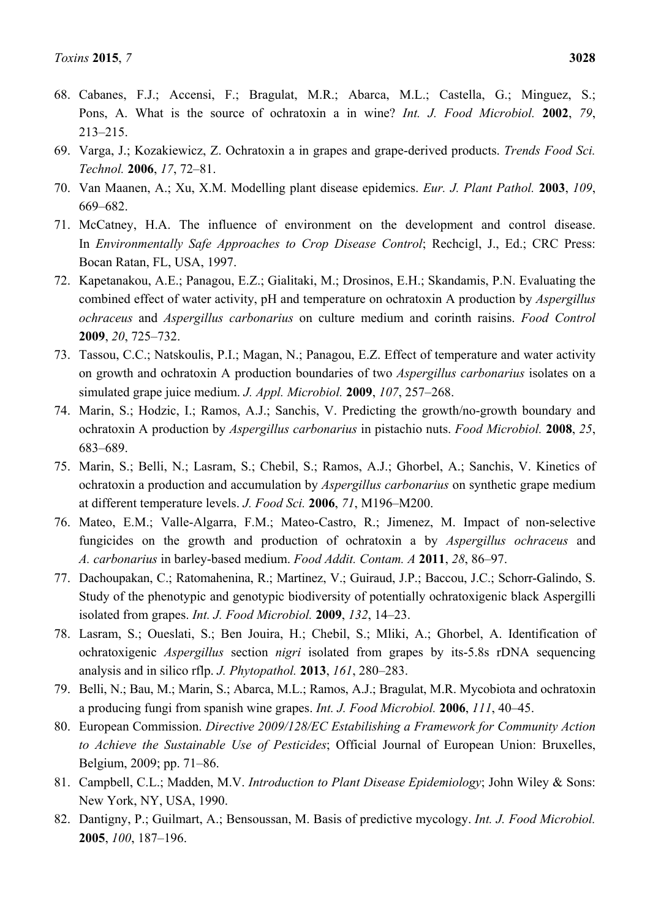68. Cabanes, F.J.; Accensi, F.; Bragulat, M.R.; Abarca, M.L.; Castella, G.; Minguez, S.; Pons, A. What is the source of ochratoxin a in wine? *Int. J. Food Microbiol.* **2002**, *79*, 213–215.
69. Varga, J.; Kozakiewicz, Z. Ochratoxin a in grapes and grape-derived products. *Trends Food Sci. Technol.* **2006**, *17*, 72–81.
70. Van Maanen, A.; Xu, X.M. Modelling plant disease epidemics. *Eur. J. Plant Pathol.* **2003**, *109*, 669–682.
71. McCatney, H.A. The influence of environment on the development and control disease. In *Environmentally Safe Approaches to Crop Disease Control*; Rechcigl, J., Ed.; CRC Press: Bocan Ratan, FL, USA, 1997.
72. Kapetanakou, A.E.; Panagou, E.Z.; Gialitaki, M.; Drosinos, E.H.; Skandamis, P.N. Evaluating the combined effect of water activity, pH and temperature on ochratoxin A production by *Aspergillus ochraceus* and *Aspergillus carbonarius* on culture medium and corinth raisins. *Food Control* **2009**, *20*, 725–732.
73. Tassou, C.C.; Natskoulis, P.I.; Magan, N.; Panagou, E.Z. Effect of temperature and water activity on growth and ochratoxin A production boundaries of two *Aspergillus carbonarius* isolates on a simulated grape juice medium. *J. Appl. Microbiol.* **2009**, *107*, 257–268.
74. Marin, S.; Hodzic, I.; Ramos, A.J.; Sanchis, V. Predicting the growth/no-growth boundary and ochratoxin A production by *Aspergillus carbonarius* in pistachio nuts. *Food Microbiol.* **2008**, *25*, 683–689.
75. Marin, S.; Belli, N.; Lasram, S.; Chebil, S.; Ramos, A.J.; Ghorbel, A.; Sanchis, V. Kinetics of ochratoxin a production and accumulation by *Aspergillus carbonarius* on synthetic grape medium at different temperature levels. *J. Food Sci.* **2006**, *71*, M196–M200.
76. Mateo, E.M.; Valle-Algarra, F.M.; Mateo-Castro, R.; Jimenez, M. Impact of non-selective fungicides on the growth and production of ochratoxin a by *Aspergillus ochraceus* and *A. carbonarius* in barley-based medium. *Food Addit. Contam. A* **2011**, *28*, 86–97.
77. Dachoupakan, C.; Ratomahenina, R.; Martinez, V.; Guiraud, J.P.; Baccou, J.C.; Schorr-Galindo, S. Study of the phenotypic and genotypic biodiversity of potentially ochratoxigenic black Aspergilli isolated from grapes. *Int. J. Food Microbiol.* **2009**, *132*, 14–23.
78. Lasram, S.; Oueslati, S.; Ben Jouira, H.; Chebil, S.; Mliki, A.; Ghorbel, A. Identification of ochratoxigenic *Aspergillus* section *nigri* isolated from grapes by its-5.8s rDNA sequencing analysis and in silico rflp. *J. Phytopathol.* **2013**, *161*, 280–283.
79. Belli, N.; Bau, M.; Marin, S.; Abarca, M.L.; Ramos, A.J.; Bragulat, M.R. Mycobiota and ochratoxin a producing fungi from spanish wine grapes. *Int. J. Food Microbiol.* **2006**, *111*, 40–45.
80. European Commission. *Directive 2009/128/EC Estabilishing a Framework for Community Action to Achieve the Sustainable Use of Pesticides*; Official Journal of European Union: Bruxelles, Belgium, 2009; pp. 71–86.
81. Campbell, C.L.; Madden, M.V. *Introduction to Plant Disease Epidemiology*; John Wiley & Sons: New York, NY, USA, 1990.
82. Dantigny, P.; Guilmart, A.; Bensoussan, M. Basis of predictive mycology. *Int. J. Food Microbiol.* **2005**, *100*, 187–196.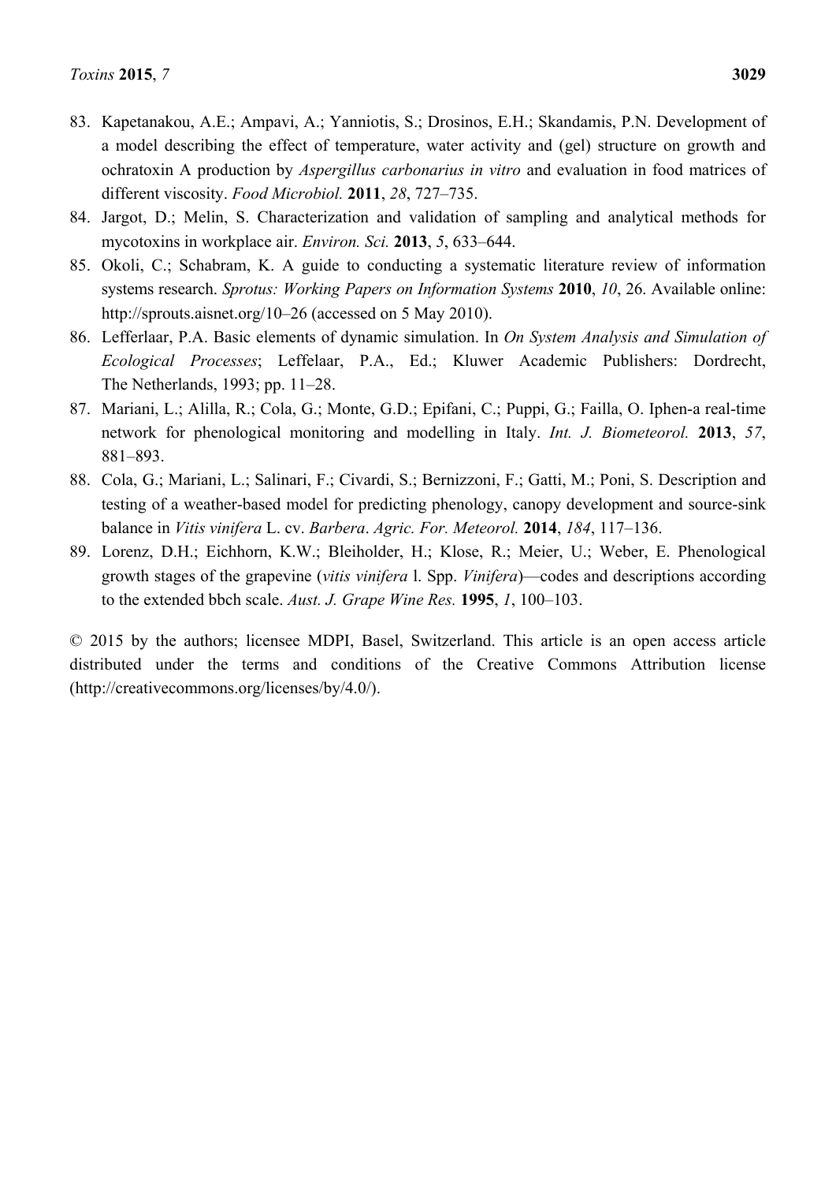83. Kapetanakou, A.E.; Ampavi, A.; Yanniotis, S.; Drosinos, E.H.; Skandamis, P.N. Development of a model describing the effect of temperature, water activity and (gel) structure on growth and ochratoxin A production by *Aspergillus carbonarius in vitro* and evaluation in food matrices of different viscosity. *Food Microbiol.* **2011**, *28*, 727–735.
84. Jargot, D.; Melin, S. Characterization and validation of sampling and analytical methods for mycotoxins in workplace air. *Environ. Sci.* **2013**, *5*, 633–644.
85. Okoli, C.; Schabram, K. A guide to conducting a systematic literature review of information systems research. *Sprotus: Working Papers on Information Systems* **2010**, *10*, 26. Available online: http://sprouts.aisnet.org/10–26 (accessed on 5 May 2010).
86. Lefferlaar, P.A. Basic elements of dynamic simulation. In *On System Analysis and Simulation of Ecological Processes*; Leffelaar, P.A., Ed.; Kluwer Academic Publishers: Dordrecht, The Netherlands, 1993; pp. 11–28.
87. Mariani, L.; Alilla, R.; Cola, G.; Monte, G.D.; Epifani, C.; Puppi, G.; Failla, O. Iphen-a real-time network for phenological monitoring and modelling in Italy. *Int. J. Biometeorol.* **2013**, *57*, 881–893.
88. Cola, G.; Mariani, L.; Salinari, F.; Civardi, S.; Bernizzoni, F.; Gatti, M.; Poni, S. Description and testing of a weather-based model for predicting phenology, canopy development and source-sink balance in *Vitis vinifera* L. cv. *Barbera*. *Agric. For. Meteorol.* **2014**, *184*, 117–136.
89. Lorenz, D.H.; Eichhorn, K.W.; Bleiholder, H.; Klose, R.; Meier, U.; Weber, E. Phenological growth stages of the grapevine (*vitis vinifera* l. Spp. *Vinifera*)—codes and descriptions according to the extended bbch scale. *Aust. J. Grape Wine Res.* **1995**, *1*, 100–103.

© 2015 by the authors; licensee MDPI, Basel, Switzerland. This article is an open access article distributed under the terms and conditions of the Creative Commons Attribution license (http://creativecommons.org/licenses/by/4.0/).